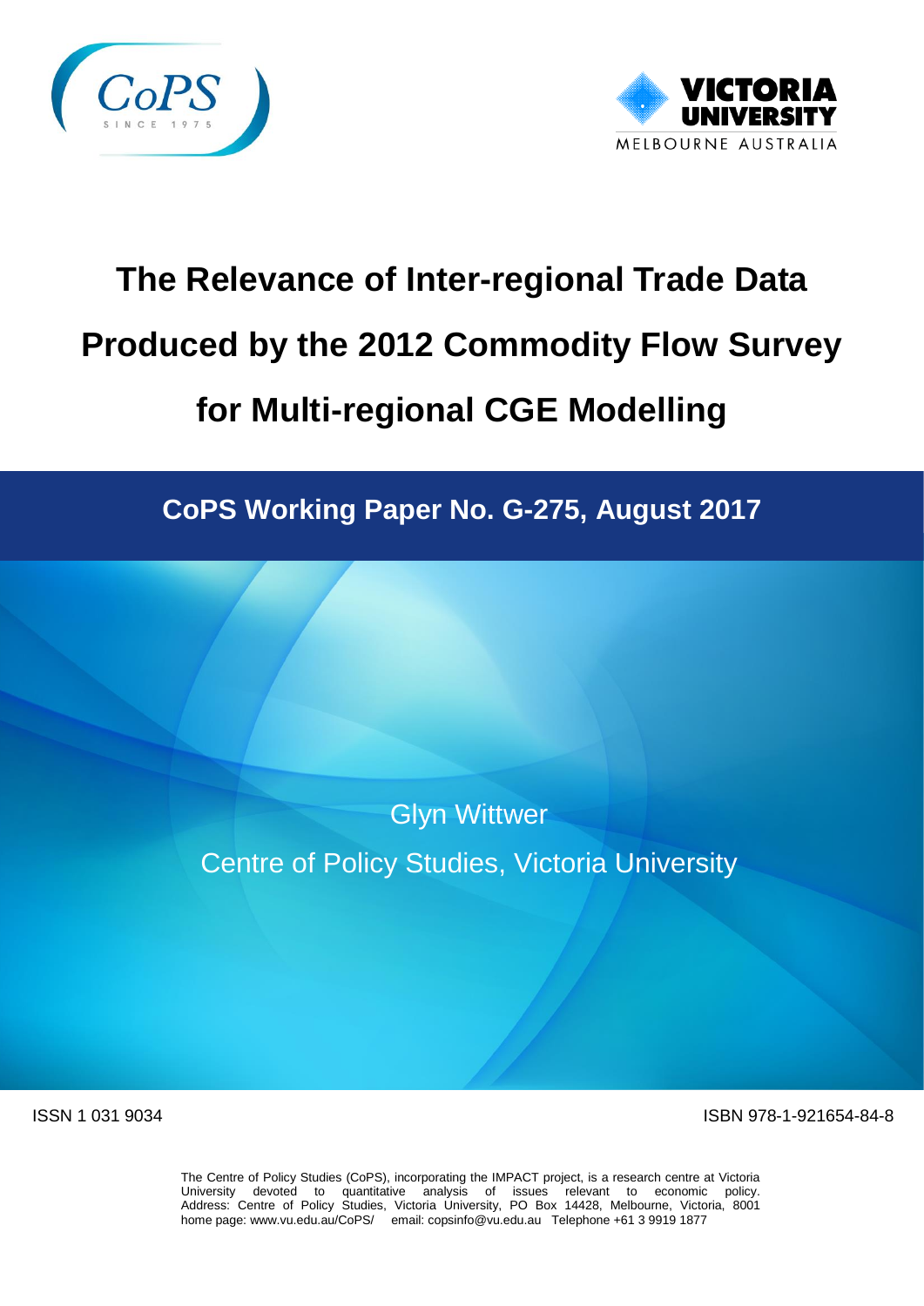# The Relevance of Inter-regional Trade Data Produced by the 2012 Commodity Flow Survey for Multi-regional CGE Modelling

## CoPS Working Paper No. G-275, August 2017

Glyn Wittwer

Centre of Policy Studies, Victoria University

ISSN 1 031 9034

ISBN 978-1-921654-84-8

The Centre of Policy Studies (CoPS), incorporating the IMPACT project, is a research centre at Victoria University devoted to quantitative analysis of issues relevant to economic policy. Address: Centre of Policy Studies, Victoria University, PO Box 14428, Melbourne, Victoria, 8001 home page: www.vu.edu.au/CoPS/ email: copsinfo@vu.edu.au Telephone +61 3 9919 1877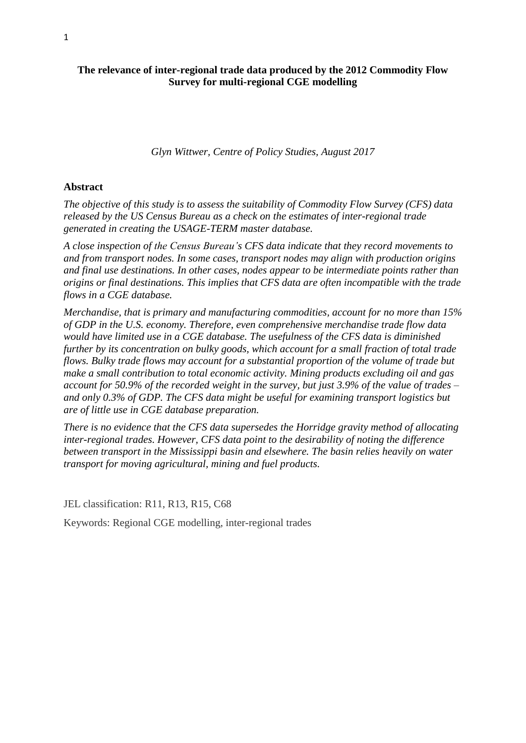**The relevance of inter-regional trade data produced by the 2012 Commodity Flow Survey for multi-regional CGE modelling**

*Glyn Wittwer, Centre of Policy Studies, August 2017*

## Abstract

*The objective of this study is to assess the suitability of Commodity Flow Survey (CFS) data released by the US Census Bureau as a check on the estimates of inter-regional trade generated in creating the USAGE-TERM master database.*

*A close inspection of the Census Bureau's CFS data indicate that they record movements to and from transport nodes. In some cases, transport nodes may align with production origins and final use destinations. In other cases, nodes appear to be intermediate points rather than origins or final destinations. This implies that CFS data are often incompatible with the trade flows in a CGE database.*

*Merchandise, that is primary and manufacturing commodities, account for no more than 15% of GDP in the U.S. economy. Therefore, even comprehensive merchandise trade flow data would have limited use in a CGE database. The usefulness of the CFS data is diminished further by its concentration on bulky goods, which account for a small fraction of total trade flows. Bulky trade flows may account for a substantial proportion of the volume of trade but make a small contribution to total economic activity. Mining products excluding oil and gas account for 50.9% of the recorded weight in the survey, but just 3.9% of the value of trades – and only 0.3% of GDP. The CFS data might be useful for examining transport logistics but are of little use in CGE database preparation.*

*There is no evidence that the CFS data supersedes the Horridge gravity method of allocating inter-regional trades. However, CFS data point to the desirability of noting the difference between transport in the Mississippi basin and elsewhere. The basin relies heavily on water transport for moving agricultural, mining and fuel products.*

JEL classification: R11, R13, R15, C68

Keywords: Regional CGE modelling, inter-regional trades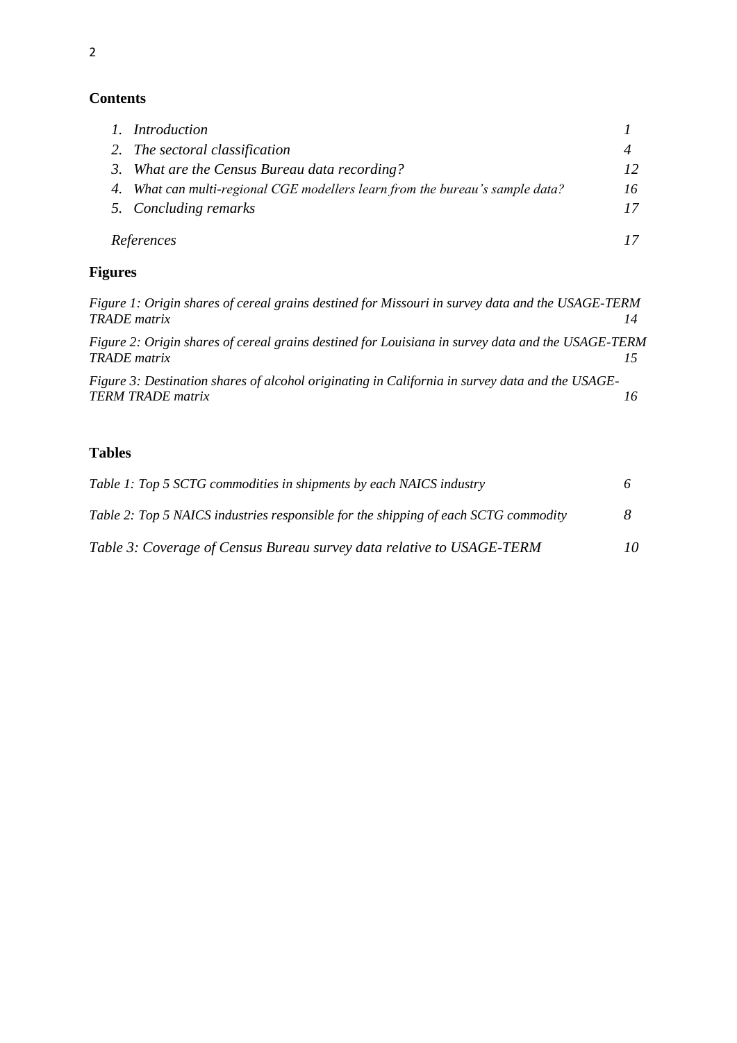## Contents

| | | |
|---|---|---|
| 1. | *Introduction* | *1* |
| 2. | *The sectoral classification* | *4* |
| 3. | *What are the Census Bureau data recording?* | *12* |
| 4. | *What can multi-regional CGE modellers learn from the bureau's sample data?* | *16* |
| 5. | *Concluding remarks* | *17* |
| | *References* | *17* |

## Figures

| | |
|---|---|
| *Figure 1: Origin shares of cereal grains destined for Missouri in survey data and the USAGE-TERM TRADE matrix* | *14* |
| *Figure 2: Origin shares of cereal grains destined for Louisiana in survey data and the USAGE-TERM TRADE matrix* | *15* |
| *Figure 3: Destination shares of alcohol originating in California in survey data and the USAGE-TERM TRADE matrix* | *16* |

## Tables

| | |
|---|---|
| *Table 1: Top 5 SCTG commodities in shipments by each NAICS industry* | *6* |
| *Table 2: Top 5 NAICS industries responsible for the shipping of each SCTG commodity* | *8* |
| *Table 3: Coverage of Census Bureau survey data relative to USAGE-TERM* | *10* |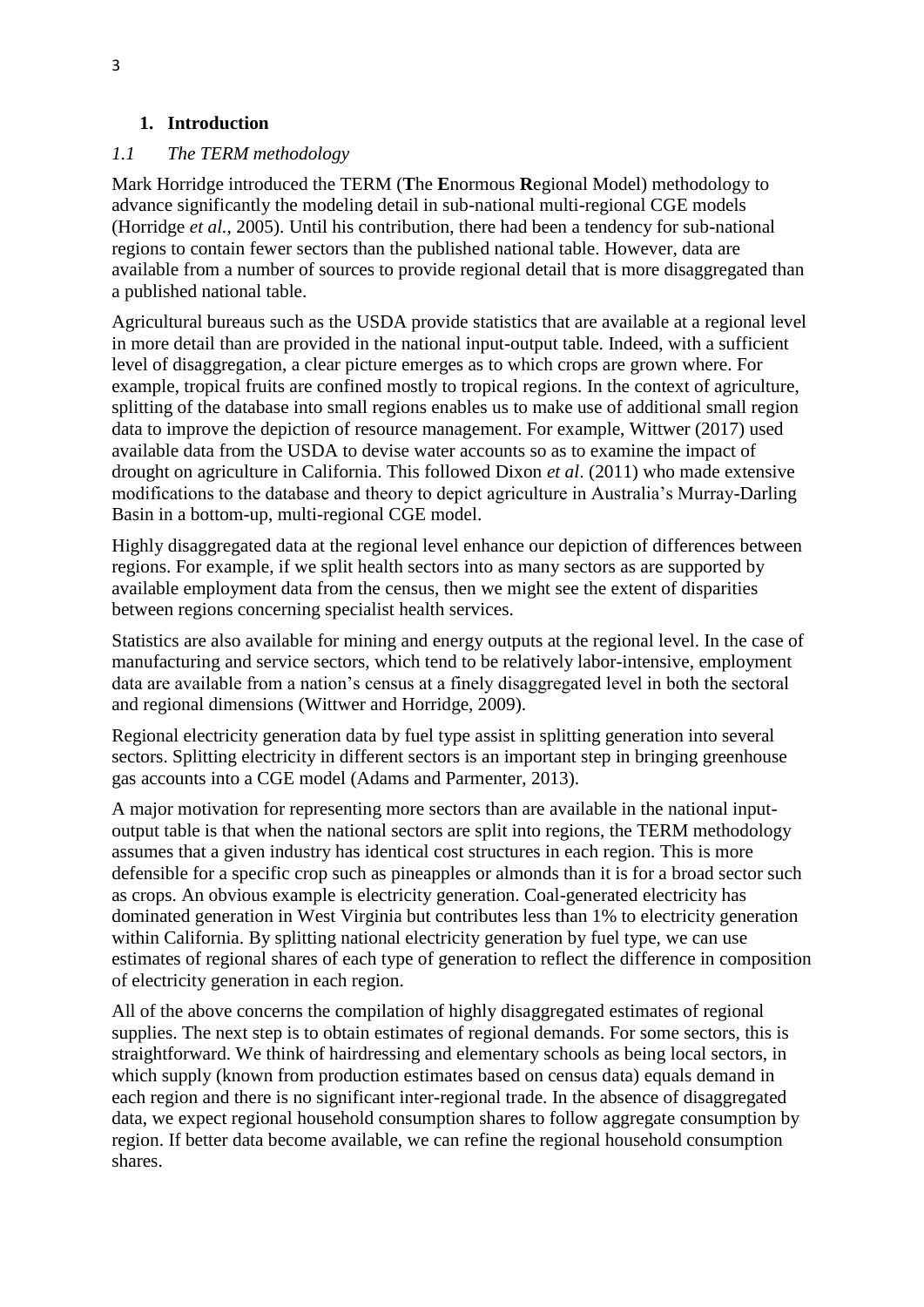## 1. Introduction

### *1.1 The TERM methodology*

Mark Horridge introduced the TERM (**T**he **E**normous **R**egional Model) methodology to advance significantly the modeling detail in sub-national multi-regional CGE models (Horridge *et al.*, 2005). Until his contribution, there had been a tendency for sub-national regions to contain fewer sectors than the published national table. However, data are available from a number of sources to provide regional detail that is more disaggregated than a published national table.

Agricultural bureaus such as the USDA provide statistics that are available at a regional level in more detail than are provided in the national input-output table. Indeed, with a sufficient level of disaggregation, a clear picture emerges as to which crops are grown where. For example, tropical fruits are confined mostly to tropical regions. In the context of agriculture, splitting of the database into small regions enables us to make use of additional small region data to improve the depiction of resource management. For example, Wittwer (2017) used available data from the USDA to devise water accounts so as to examine the impact of drought on agriculture in California. This followed Dixon *et al*. (2011) who made extensive modifications to the database and theory to depict agriculture in Australia's Murray-Darling Basin in a bottom-up, multi-regional CGE model.

Highly disaggregated data at the regional level enhance our depiction of differences between regions. For example, if we split health sectors into as many sectors as are supported by available employment data from the census, then we might see the extent of disparities between regions concerning specialist health services.

Statistics are also available for mining and energy outputs at the regional level. In the case of manufacturing and service sectors, which tend to be relatively labor-intensive, employment data are available from a nation's census at a finely disaggregated level in both the sectoral and regional dimensions (Wittwer and Horridge, 2009).

Regional electricity generation data by fuel type assist in splitting generation into several sectors. Splitting electricity in different sectors is an important step in bringing greenhouse gas accounts into a CGE model (Adams and Parmenter, 2013).

A major motivation for representing more sectors than are available in the national input-output table is that when the national sectors are split into regions, the TERM methodology assumes that a given industry has identical cost structures in each region. This is more defensible for a specific crop such as pineapples or almonds than it is for a broad sector such as crops. An obvious example is electricity generation. Coal-generated electricity has dominated generation in West Virginia but contributes less than 1% to electricity generation within California. By splitting national electricity generation by fuel type, we can use estimates of regional shares of each type of generation to reflect the difference in composition of electricity generation in each region.

All of the above concerns the compilation of highly disaggregated estimates of regional supplies. The next step is to obtain estimates of regional demands. For some sectors, this is straightforward. We think of hairdressing and elementary schools as being local sectors, in which supply (known from production estimates based on census data) equals demand in each region and there is no significant inter-regional trade. In the absence of disaggregated data, we expect regional household consumption shares to follow aggregate consumption by region. If better data become available, we can refine the regional household consumption shares.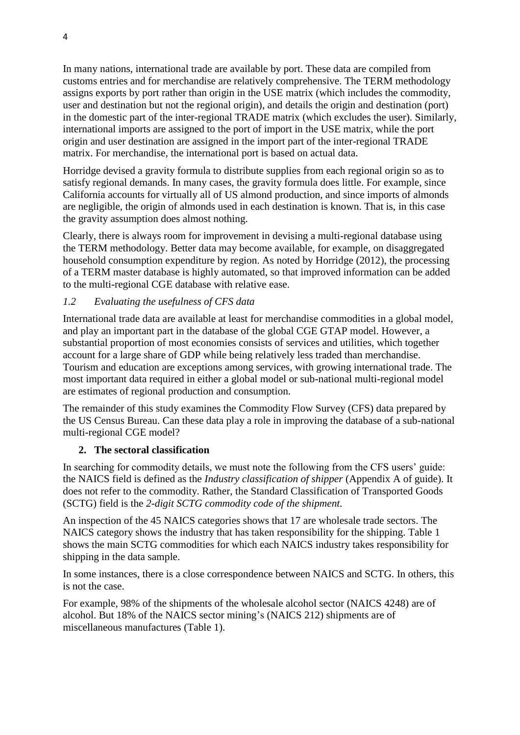In many nations, international trade are available by port. These data are compiled from customs entries and for merchandise are relatively comprehensive. The TERM methodology assigns exports by port rather than origin in the USE matrix (which includes the commodity, user and destination but not the regional origin), and details the origin and destination (port) in the domestic part of the inter-regional TRADE matrix (which excludes the user). Similarly, international imports are assigned to the port of import in the USE matrix, while the port origin and user destination are assigned in the import part of the inter-regional TRADE matrix. For merchandise, the international port is based on actual data.

Horridge devised a gravity formula to distribute supplies from each regional origin so as to satisfy regional demands. In many cases, the gravity formula does little. For example, since California accounts for virtually all of US almond production, and since imports of almonds are negligible, the origin of almonds used in each destination is known. That is, in this case the gravity assumption does almost nothing.

Clearly, there is always room for improvement in devising a multi-regional database using the TERM methodology. Better data may become available, for example, on disaggregated household consumption expenditure by region. As noted by Horridge (2012), the processing of a TERM master database is highly automated, so that improved information can be added to the multi-regional CGE database with relative ease.

### *1.2 Evaluating the usefulness of CFS data*

International trade data are available at least for merchandise commodities in a global model, and play an important part in the database of the global CGE GTAP model. However, a substantial proportion of most economies consists of services and utilities, which together account for a large share of GDP while being relatively less traded than merchandise. Tourism and education are exceptions among services, with growing international trade. The most important data required in either a global model or sub-national multi-regional model are estimates of regional production and consumption.

The remainder of this study examines the Commodity Flow Survey (CFS) data prepared by the US Census Bureau. Can these data play a role in improving the database of a sub-national multi-regional CGE model?

## 2. The sectoral classification

In searching for commodity details, we must note the following from the CFS users' guide: the NAICS field is defined as the *Industry classification of shipper* (Appendix A of guide). It does not refer to the commodity. Rather, the Standard Classification of Transported Goods (SCTG) field is the *2-digit SCTG commodity code of the shipment*.

An inspection of the 45 NAICS categories shows that 17 are wholesale trade sectors. The NAICS category shows the industry that has taken responsibility for the shipping. Table 1 shows the main SCTG commodities for which each NAICS industry takes responsibility for shipping in the data sample.

In some instances, there is a close correspondence between NAICS and SCTG. In others, this is not the case.

For example, 98% of the shipments of the wholesale alcohol sector (NAICS 4248) are of alcohol. But 18% of the NAICS sector mining's (NAICS 212) shipments are of miscellaneous manufactures (Table 1).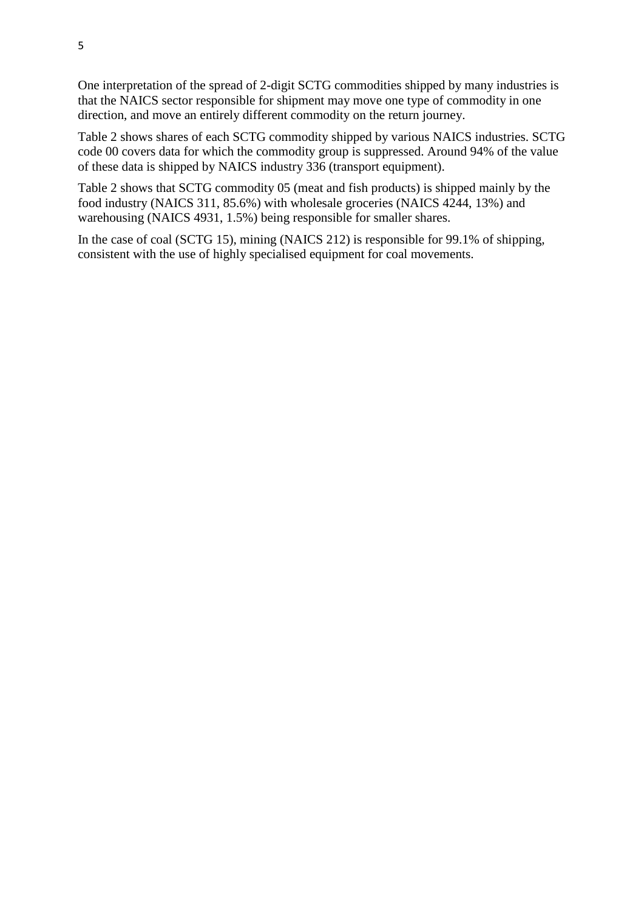One interpretation of the spread of 2-digit SCTG commodities shipped by many industries is that the NAICS sector responsible for shipment may move one type of commodity in one direction, and move an entirely different commodity on the return journey.

Table 2 shows shares of each SCTG commodity shipped by various NAICS industries. SCTG code 00 covers data for which the commodity group is suppressed. Around 94% of the value of these data is shipped by NAICS industry 336 (transport equipment).

Table 2 shows that SCTG commodity 05 (meat and fish products) is shipped mainly by the food industry (NAICS 311, 85.6%) with wholesale groceries (NAICS 4244, 13%) and warehousing (NAICS 4931, 1.5%) being responsible for smaller shares.

In the case of coal (SCTG 15), mining (NAICS 212) is responsible for 99.1% of shipping, consistent with the use of highly specialised equipment for coal movements.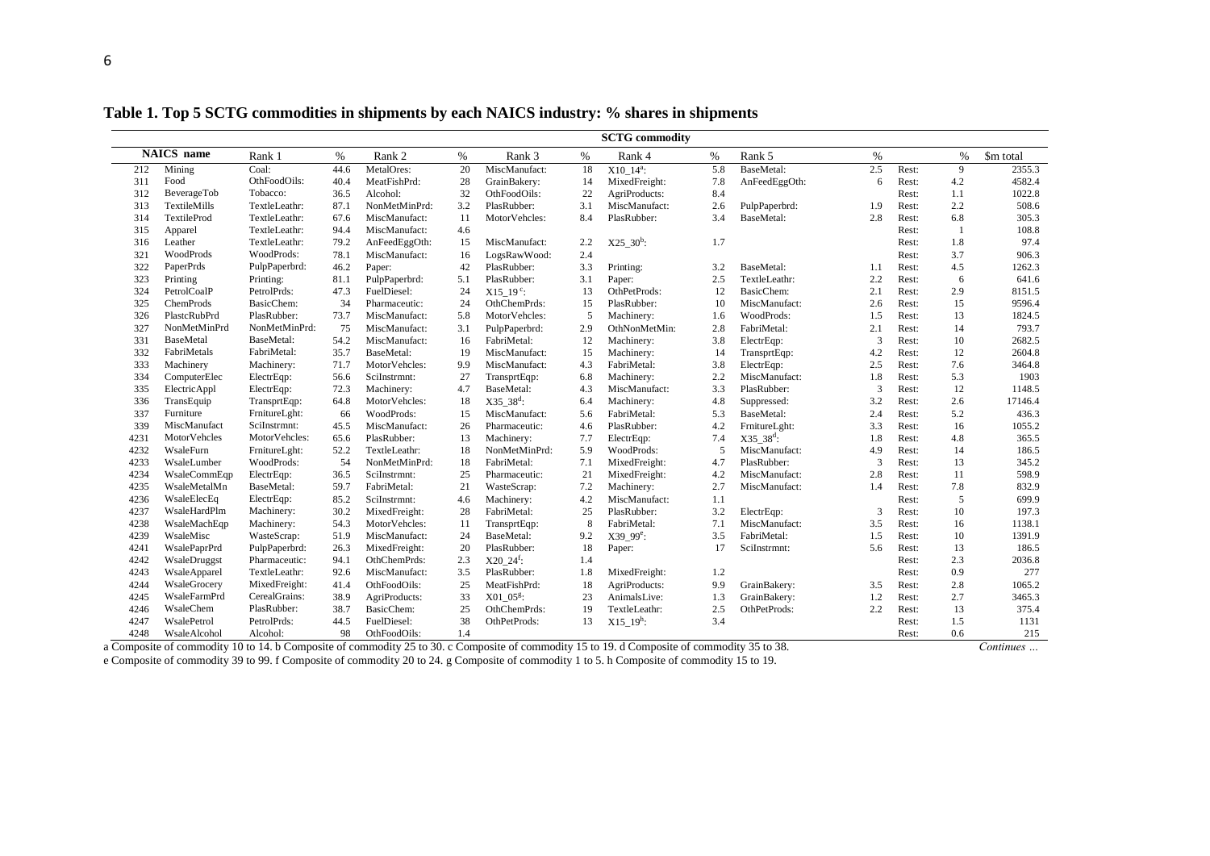**Table 1. Top 5 SCTG commodities in shipments by each NAICS industry: % shares in shipments**

| NAICS name | | Rank 1 | % | Rank 2 | % | Rank 3 | % | Rank 4 | % | Rank 5 | % | | % | $m total |
|---|---|---|---|---|---|---|---|---|---|---|---|---|---|---|
| 212 | Mining | Coal: | 44.6 | MetalOres: | 20 | MiscManufact: | 18 | X10_14[a]: | 5.8 | BaseMetal: | 2.5 | Rest: | 9 | 2355.3 |
| 311 | Food | OthFoodOils: | 40.4 | MeatFishPrd: | 28 | GrainBakery: | 14 | MixedFreight: | 7.8 | AnFeedEggOth: | 6 | Rest: | 4.2 | 4582.4 |
| 312 | BeverageTob | Tobacco: | 36.5 | Alcohol: | 32 | OthFoodOils: | 22 | AgriProducts: | 8.4 | | | Rest: | 1.1 | 1022.8 |
| 313 | TextileMills | TextileLeathr: | 87.1 | NonMetMinPrd: | 3.2 | PlasRubber: | 3.1 | MiscManufact: | 2.6 | PulpPaperbrd: | 1.9 | Rest: | 2.2 | 508.6 |
| 314 | TextileProd | TextileLeathr: | 67.6 | MiscManufact: | 11 | MotorVehcles: | 8.4 | PlasRubber: | 3.4 | BaseMetal: | 2.8 | Rest: | 6.8 | 305.3 |
| 315 | Apparel | TextileLeathr: | 94.4 | MiscManufact: | 4.6 | | | | | | | Rest: | 1 | 108.8 |
| 316 | Leather | TextileLeathr: | 79.2 | AnFeedEggOth: | 15 | MiscManufact: | 2.2 | X25_30[b]: | 1.7 | | | Rest: | 1.8 | 97.4 |
| 321 | WoodProds | WoodProds: | 78.1 | MiscManufact: | 16 | LogsRawWood: | 2.4 | | | | | Rest: | 3.7 | 906.3 |
| 322 | PaperPrds | PulpPaperbrd: | 46.2 | Paper: | 42 | PlasRubber: | 3.3 | Printing: | 3.2 | BaseMetal: | 1.1 | Rest: | 4.5 | 1262.3 |
| 323 | Printing | Printing: | 81.1 | PulpPaperbrd: | 5.1 | PlasRubber: | 3.1 | Paper: | 2.5 | TextileLeathr: | 2.2 | Rest: | 6 | 641.6 |
| 324 | PetrolCoalP | PetrolPrds: | 47.3 | FuelDiesel: | 24 | X15_19[c]: | 13 | OthPetProds: | 12 | BasicChem: | 2.1 | Rest: | 2.9 | 8151.5 |
| 325 | ChemProds | BasicChem: | 34 | Pharmaceutic: | 24 | OthChemPrds: | 15 | PlasRubber: | 10 | MiscManufact: | 2.6 | Rest: | 15 | 9596.4 |
| 326 | PlastcRubPrd | PlasRubber: | 73.7 | MiscManufact: | 5.8 | MotorVehcles: | 5 | Machinery: | 1.6 | WoodProds: | 1.5 | Rest: | 13 | 1824.5 |
| 327 | NonMetMinPrd | NonMetMinPrd: | 75 | MiscManufact: | 3.1 | PulpPaperbrd: | 2.9 | OthNonMetMin: | 2.8 | FabriMetal: | 2.1 | Rest: | 14 | 793.7 |
| 331 | BaseMetal | BaseMetal: | 54.2 | MiscManufact: | 16 | FabriMetal: | 12 | Machinery: | 3.8 | ElectrEqp: | 3 | Rest: | 10 | 2682.5 |
| 332 | FabriMetals | FabriMetal: | 35.7 | BaseMetal: | 19 | MiscManufact: | 15 | Machinery: | 14 | TransprtEqp: | 4.2 | Rest: | 12 | 2604.8 |
| 333 | Machinery | Machinery: | 71.7 | MotorVehcles: | 9.9 | MiscManufact: | 4.3 | FabriMetal: | 3.8 | ElectrEqp: | 2.5 | Rest: | 7.6 | 3464.8 |
| 334 | ComputerElec | ElectrEqp: | 56.6 | SciInstrmnt: | 27 | TransprtEqp: | 6.8 | Machinery: | 2.2 | MiscManufact: | 1.8 | Rest: | 5.3 | 1903 |
| 335 | ElectricAppl | ElectrEqp: | 72.3 | Machinery: | 4.7 | BaseMetal: | 4.3 | MiscManufact: | 3.3 | PlasRubber: | 3 | Rest: | 12 | 1148.5 |
| 336 | TransEquip | TransprtEqp: | 64.8 | MotorVehcles: | 18 | X35_38[d]: | 6.4 | Machinery: | 4.8 | Suppressed: | 3.2 | Rest: | 2.6 | 17146.4 |
| 337 | Furniture | FrnitureLght: | 66 | WoodProds: | 15 | MiscManufact: | 5.6 | FabriMetal: | 5.3 | BaseMetal: | 2.4 | Rest: | 5.2 | 436.3 |
| 339 | MiscManufact | SciInstrmnt: | 45.5 | MiscManufact: | 26 | Pharmaceutic: | 4.6 | PlasRubber: | 4.2 | FrnitureLght: | 3.3 | Rest: | 16 | 1055.2 |
| 4231 | MotorVehcles | MotorVehcles: | 65.6 | PlasRubber: | 13 | Machinery: | 7.7 | ElectrEqp: | 7.4 | X35_38[d]: | 1.8 | Rest: | 4.8 | 365.5 |
| 4232 | WsaleFurn | FrnitureLght: | 52.2 | TextleLeathr: | 18 | NonMetMinPrd: | 5.9 | WoodProds: | 5 | MiscManufact: | 4.9 | Rest: | 14 | 186.5 |
| 4233 | WsaleLumber | WoodProds: | 54 | NonMetMinPrd: | 18 | FabriMetal: | 7.1 | MixedFreight: | 4.7 | PlasRubber: | 3 | Rest: | 13 | 345.2 |
| 4234 | WsaleCommEqp | ElectrEqp: | 36.5 | SciInstrmnt: | 25 | Pharmaceutic: | 21 | MixedFreight: | 4.2 | MiscManufact: | 2.8 | Rest: | 11 | 598.9 |
| 4235 | WsaleMetalMn | BaseMetal: | 59.7 | FabriMetal: | 21 | WasteScrap: | 7.2 | Machinery: | 2.7 | MiscManufact: | 1.4 | Rest: | 7.8 | 832.9 |
| 4236 | WsaleElecEq | ElectrEqp: | 85.2 | SciInstrmnt: | 4.6 | Machinery: | 4.2 | MiscManufact: | 1.1 | | | Rest: | 5 | 699.9 |
| 4237 | WsaleHardPlm | Machinery: | 30.2 | MixedFreight: | 28 | FabriMetal: | 25 | PlasRubber: | 3.2 | ElectrEqp: | 3 | Rest: | 10 | 197.3 |
| 4238 | WsaleMachEqp | Machinery: | 54.3 | MotorVehcles: | 11 | TransprtEqp: | 8 | FabriMetal: | 7.1 | MiscManufact: | 3.5 | Rest: | 16 | 1138.1 |
| 4239 | WsaleMisc | WasteScrap: | 51.9 | MiscManufact: | 24 | BaseMetal: | 9.2 | X39_99[e]: | 3.5 | FabriMetal: | 1.5 | Rest: | 10 | 1391.9 |
| 4241 | WsalePaprPrd | PulpPaperbrd: | 26.3 | MixedFreight: | 20 | PlasRubber: | 18 | Paper: | 17 | SciInstrmnt: | 5.6 | Rest: | 13 | 186.5 |
| 4242 | WsaleDruggst | Pharmaceutic: | 94.1 | OthChemPrds: | 2.3 | X20_24[f]: | 1.4 | | | | | Rest: | 2.3 | 2036.8 |
| 4243 | WsaleApparel | TextileLeathr: | 92.6 | MiscManufact: | 3.5 | PlasRubber: | 1.8 | MixedFreight: | 1.2 | | | Rest: | 0.9 | 277 |
| 4244 | WsaleGrocery | MixedFreight: | 41.4 | OthFoodOils: | 25 | MeatFishPrd: | 18 | AgriProducts: | 9.9 | GrainBakery: | 3.5 | Rest: | 2.8 | 1065.2 |
| 4245 | WsaleFarmPrd | CerealGrains: | 38.9 | AgriProducts: | 33 | X01_05[g]: | 23 | AnimalsLive: | 1.3 | GrainBakery: | 1.2 | Rest: | 2.7 | 3465.3 |
| 4246 | WsaleChem | PlasRubber: | 38.7 | BasicChem: | 25 | OthChemPrds: | 19 | TextleLeathr: | 2.5 | OthPetProds: | 2.2 | Rest: | 13 | 375.4 |
| 4247 | WsalePetrol | PetrolPrds: | 44.5 | FuelDiesel: | 38 | OthPetProds: | 13 | X15_19[h]: | 3.4 | | | Rest: | 1.5 | 1131 |
| 4248 | WsaleAlcohol | Alcohol: | 98 | OthFoodOils: | 1.4 | | | | | | | Rest: | 0.6 | 215 |

a Composite of commodity 10 to 14. b Composite of commodity 25 to 30. c Composite of commodity 15 to 19. d Composite of commodity 35 to 38. e Composite of commodity 39 to 99. f Composite of commodity 20 to 24. g Composite of commodity 1 to 5. h Composite of commodity 15 to 19.

*Continues …*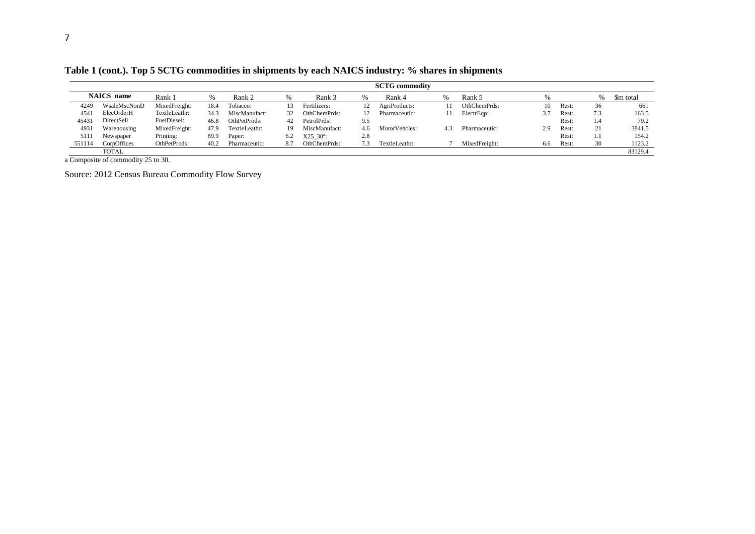**Table 1 (cont.). Top 5 SCTG commodities in shipments by each NAICS industry: % shares in shipments**

| | | SCTG commodity | | | | | | | | | | | | |
|---|---|---|---|---|---|---|---|---|---|---|---|---|---|---|
| NAICS name | | Rank 1 | % | Rank 2 | % | Rank 3 | % | Rank 4 | % | Rank 5 | % | | % | \$m total |
| 4249 | WsaleMscNonD | MixedFreight: | 18.4 | Tobacco: | 13 | Fertilizers: | 12 | AgriProducts: | 11 | OthChemPrds: | 10 | Rest: | 36 | 661 |
| 4541 | ElecOrderH | TextileLeathr: | 34.3 | MiscManufact: | 32 | OthChemPrds: | 12 | Pharmaceutic: | 11 | ElectrEqp: | 3.7 | Rest: | 7.3 | 163.5 |
| 45431 | DirectSell | FuelDiesel: | 46.8 | OthPetProds: | 42 | PetrolPrds: | 9.5 | | | | | Rest: | 1.4 | 79.2 |
| 4931 | Warehousing | MixedFreight: | 47.9 | TextileLeathr: | 19 | MiscManufact: | 4.6 | MotorVehcles: | 4.3 | Pharmaceutic: | 2.9 | Rest: | 21 | 3841.5 |
| 5111 | Newspaper | Printing: | 89.9 | Paper: | 6.2 | X25_30[a]: | 2.8 | | | | | Rest: | 1.1 | 154.2 |
| 551114 | CorpOffices | OthPetProds: | 40.2 | Pharmaceutic: | 8.7 | OthChemPrds: | 7.3 | TextileLeathr: | 7 | MixedFreight: | 6.6 | Rest: | 30 | 1123.2 |
| | TOTAL | | | | | | | | | | | | | 83129.4 |

a Composite of commodity 25 to 30.

Source: 2012 Census Bureau Commodity Flow Survey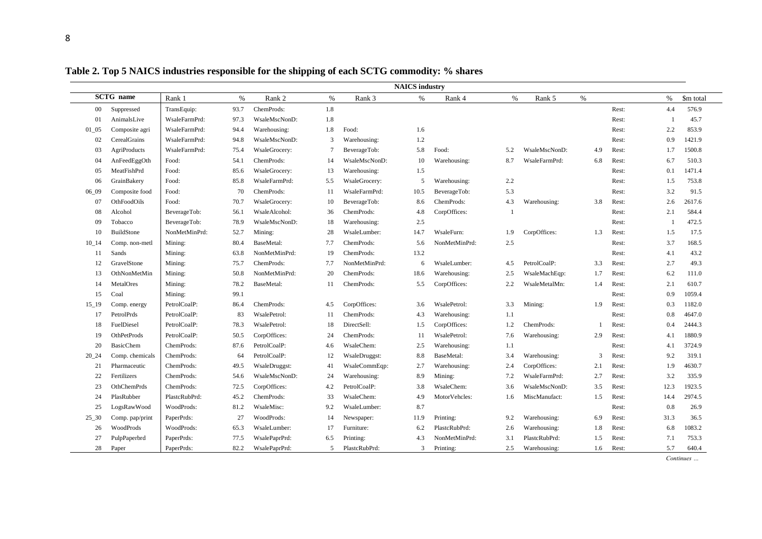**Table 2. Top 5 NAICS industries responsible for the shipping of each SCTG commodity: % shares**

| | | NAICS industry | | | | | | | | | | | | |
|---|---|---|---|---|---|---|---|---|---|---|---|---|---|---|
| SCTG name | | Rank 1 | % | Rank 2 | % | Rank 3 | % | Rank 4 | % | Rank 5 | % | | % | $m total |
| 00 | Suppressed | TransEquip: | 93.7 | ChemProds: | 1.8 | | | | | | | Rest: | 4.4 | 576.9 |
| 01 | AnimalsLive | WsaleFarmPrd: | 97.3 | WsaleMscNonD: | 1.8 | | | | | | | Rest: | 1 | 45.7 |
| 01_05 | Composite agri | WsaleFarmPrd: | 94.4 | Warehousing: | 1.8 | Food: | 1.6 | | | | | Rest: | 2.2 | 853.9 |
| 02 | CerealGrains | WsaleFarmPrd: | 94.8 | WsaleMscNonD: | 3 | Warehousing: | 1.2 | | | | | Rest: | 0.9 | 1421.9 |
| 03 | AgriProducts | WsaleFarmPrd: | 75.4 | WsaleGrocery: | 7 | BeverageTob: | 5.8 | Food: | 5.2 | WsaleMscNonD: | 4.9 | Rest: | 1.7 | 1500.8 |
| 04 | AnFeedEggOth | Food: | 54.1 | ChemProds: | 14 | WsaleMscNonD: | 10 | Warehousing: | 8.7 | WsaleFarmPrd: | 6.8 | Rest: | 6.7 | 510.3 |
| 05 | MeatFishPrd | Food: | 85.6 | WsaleGrocery: | 13 | Warehousing: | 1.5 | | | | | Rest: | 0.1 | 1471.4 |
| 06 | GrainBakery | Food: | 85.8 | WsaleFarmPrd: | 5.5 | WsaleGrocery: | 5 | Warehousing: | 2.2 | | | Rest: | 1.5 | 753.8 |
| 06_09 | Composite food | Food: | 70 | ChemProds: | 11 | WsaleFarmPrd: | 10.5 | BeverageTob: | 5.3 | | | Rest: | 3.2 | 91.5 |
| 07 | OthFoodOils | Food: | 70.7 | WsaleGrocery: | 10 | BeverageTob: | 8.6 | ChemProds: | 4.3 | Warehousing: | 3.8 | Rest: | 2.6 | 2617.6 |
| 08 | Alcohol | BeverageTob: | 56.1 | WsaleAlcohol: | 36 | ChemProds: | 4.8 | CorpOffices: | 1 | | | Rest: | 2.1 | 584.4 |
| 09 | Tobacco | BeverageTob: | 78.9 | WsaleMscNonD: | 18 | Warehousing: | 2.5 | | | | | Rest: | 1 | 472.5 |
| 10 | BuildStone | NonMetMinPrd: | 52.7 | Mining: | 28 | WsaleLumber: | 14.7 | WsaleFurn: | 1.9 | CorpOffices: | 1.3 | Rest: | 1.5 | 17.5 |
| 10_14 | Comp. non-metl | Mining: | 80.4 | BaseMetal: | 7.7 | ChemProds: | 5.6 | NonMetMinPrd: | 2.5 | | | Rest: | 3.7 | 168.5 |
| 11 | Sands | Mining: | 63.8 | NonMetMinPrd: | 19 | ChemProds: | 13.2 | | | | | Rest: | 4.1 | 43.2 |
| 12 | GravelStone | Mining: | 75.7 | ChemProds: | 7.7 | NonMetMinPrd: | 6 | WsaleLumber: | 4.5 | PetrolCoalP: | 3.3 | Rest: | 2.7 | 49.3 |
| 13 | OthNonMetMin | Mining: | 50.8 | NonMetMinPrd: | 20 | ChemProds: | 18.6 | Warehousing: | 2.5 | WsaleMachEqp: | 1.7 | Rest: | 6.2 | 111.0 |
| 14 | MetalOres | Mining: | 78.2 | BaseMetal: | 11 | ChemProds: | 5.5 | CorpOffices: | 2.2 | WsaleMetalMn: | 1.4 | Rest: | 2.1 | 610.7 |
| 15 | Coal | Mining: | 99.1 | | | | | | | | | Rest: | 0.9 | 1059.4 |
| 15_19 | Comp. energy | PetrolCoalP: | 86.4 | ChemProds: | 4.5 | CorpOffices: | 3.6 | WsalePetrol: | 3.3 | Mining: | 1.9 | Rest: | 0.3 | 1182.0 |
| 17 | PetrolPrds | PetrolCoalP: | 83 | WsalePetrol: | 11 | ChemProds: | 4.3 | Warehousing: | 1.1 | | | Rest: | 0.8 | 4647.0 |
| 18 | FuelDiesel | PetrolCoalP: | 78.3 | WsalePetrol: | 18 | DirectSell: | 1.5 | CorpOffices: | 1.2 | ChemProds: | 1 | Rest: | 0.4 | 2444.3 |
| 19 | OthPetProds | PetrolCoalP: | 50.5 | CorpOffices: | 24 | ChemProds: | 11 | WsalePetrol: | 7.6 | Warehousing: | 2.9 | Rest: | 4.1 | 1880.9 |
| 20 | BasicChem | ChemProds: | 87.6 | PetrolCoalP: | 4.6 | WsaleChem: | 2.5 | Warehousing: | 1.1 | | | Rest: | 4.1 | 3724.9 |
| 20_24 | Comp. chemicals | ChemProds: | 64 | PetrolCoalP: | 12 | WsaleDruggst: | 8.8 | BaseMetal: | 3.4 | Warehousing: | 3 | Rest: | 9.2 | 319.1 |
| 21 | Pharmaceutic | ChemProds: | 49.5 | WsaleDruggst: | 41 | WsaleCommEqp: | 2.7 | Warehousing: | 2.4 | CorpOffices: | 2.1 | Rest: | 1.9 | 4630.7 |
| 22 | Fertilizers | ChemProds: | 54.6 | WsaleMscNonD: | 24 | Warehousing: | 8.9 | Mining: | 7.2 | WsaleFarmPrd: | 2.7 | Rest: | 3.2 | 335.9 |
| 23 | OthChemPrds | ChemProds: | 72.5 | CorpOffices: | 4.2 | PetrolCoalP: | 3.8 | WsaleChem: | 3.6 | WsaleMscNonD: | 3.5 | Rest: | 12.3 | 1923.5 |
| 24 | PlasRubber | PlastcRubPrd: | 45.2 | ChemProds: | 33 | WsaleChem: | 4.9 | MotorVehcles: | 1.6 | MiscManufact: | 1.5 | Rest: | 14.4 | 2974.5 |
| 25 | LogsRawWood | WoodProds: | 81.2 | WsaleMisc: | 9.2 | WsaleLumber: | 8.7 | | | | | Rest: | 0.8 | 26.9 |
| 25_30 | Comp. pap/print | PaperPrds: | 27 | WoodProds: | 14 | Newspaper: | 11.9 | Printing: | 9.2 | Warehousing: | 6.9 | Rest: | 31.3 | 36.5 |
| 26 | WoodProds | WoodProds: | 65.3 | WsaleLumber: | 17 | Furniture: | 6.2 | PlastcRubPrd: | 2.6 | Warehousing: | 1.8 | Rest: | 6.8 | 1083.2 |
| 27 | PulpPaperbrd | PaperPrds: | 77.5 | WsalePaprPrd: | 6.5 | Printing: | 4.3 | NonMetMinPrd: | 3.1 | PlastcRubPrd: | 1.5 | Rest: | 7.1 | 753.3 |
| 28 | Paper | PaperPrds: | 82.2 | WsalePaprPrd: | 5 | PlastcRubPrd: | 3 | Printing: | 2.5 | Warehousing: | 1.6 | Rest: | 5.7 | 640.4 |

*Continues …*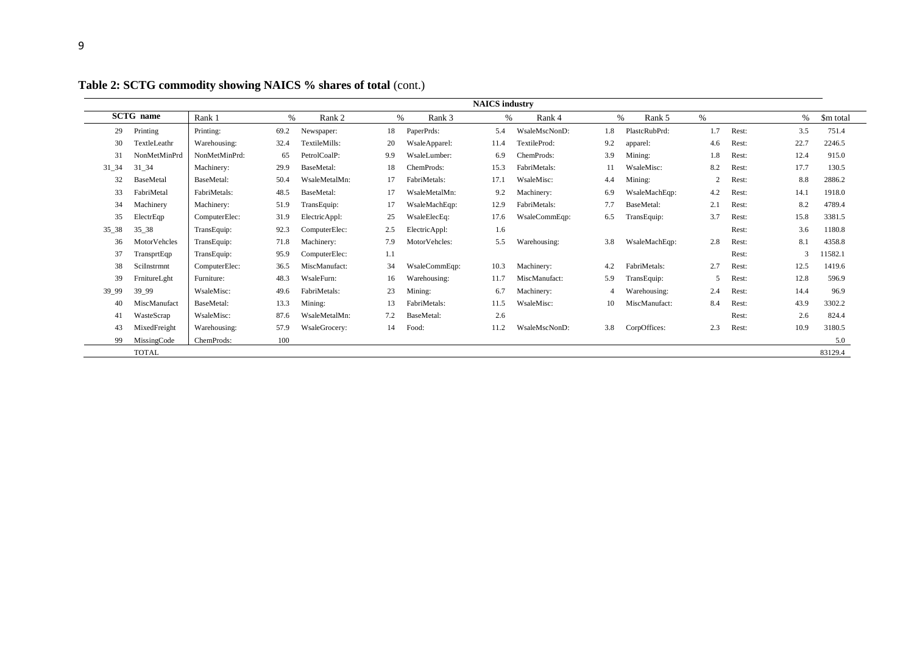**Table 2: SCTG commodity showing NAICS % shares of total** (cont.)

| SCTG name | | NAICS industry Rank 1 | % | Rank 2 | % | Rank 3 | % | Rank 4 | % | Rank 5 | % | | % | $m total |
|---|---|---|---|---|---|---|---|---|---|---|---|---|---|---|
| 29 | Printing | Printing: | 69.2 | Newspaper: | 18 | PaperPrds: | 5.4 | WsaleMscNonD: | 1.8 | PlastcRubPrd: | 1.7 | Rest: | 3.5 | 751.4 |
| 30 | TextleLeathr | Warehousing: | 32.4 | TextileMills: | 20 | WsaleApparel: | 11.4 | TextileProd: | 9.2 | apparel: | 4.6 | Rest: | 22.7 | 2246.5 |
| 31 | NonMetMinPrd | NonMetMinPrd: | 65 | PetrolCoalP: | 9.9 | WsaleLumber: | 6.9 | ChemProds: | 3.9 | Mining: | 1.8 | Rest: | 12.4 | 915.0 |
| 31_34 | 31_34 | Machinery: | 29.9 | BaseMetal: | 18 | ChemProds: | 15.3 | FabriMetals: | 11 | WsaleMisc: | 8.2 | Rest: | 17.7 | 130.5 |
| 32 | BaseMetal | BaseMetal: | 50.4 | WsaleMetalMn: | 17 | FabriMetals: | 17.1 | WsaleMisc: | 4.4 | Mining: | 2 | Rest: | 8.8 | 2886.2 |
| 33 | FabriMetal | FabriMetals: | 48.5 | BaseMetal: | 17 | WsaleMetalMn: | 9.2 | Machinery: | 6.9 | WsaleMachEqp: | 4.2 | Rest: | 14.1 | 1918.0 |
| 34 | Machinery | Machinery: | 51.9 | TransEquip: | 17 | WsaleMachEqp: | 12.9 | FabriMetals: | 7.7 | BaseMetal: | 2.1 | Rest: | 8.2 | 4789.4 |
| 35 | ElectrEqp | ComputerElec: | 31.9 | ElectricAppl: | 25 | WsaleElecEq: | 17.6 | WsaleCommEqp: | 6.5 | TransEquip: | 3.7 | Rest: | 15.8 | 3381.5 |
| 35_38 | 35_38 | TransEquip: | 92.3 | ComputerElec: | 2.5 | ElectricAppl: | 1.6 | | | | | Rest: | 3.6 | 1180.8 |
| 36 | MotorVehcles | TransEquip: | 71.8 | Machinery: | 7.9 | MotorVehcles: | 5.5 | Warehousing: | 3.8 | WsaleMachEqp: | 2.8 | Rest: | 8.1 | 4358.8 |
| 37 | TransprtEqp | TransEquip: | 95.9 | ComputerElec: | 1.1 | | | | | | | Rest: | 3 | 11582.1 |
| 38 | SciInstrmnt | ComputerElec: | 36.5 | MiscManufact: | 34 | WsaleCommEqp: | 10.3 | Machinery: | 4.2 | FabriMetals: | 2.7 | Rest: | 12.5 | 1419.6 |
| 39 | FrnitureLght | Furniture: | 48.3 | WsaleFurn: | 16 | Warehousing: | 11.7 | MiscManufact: | 5.9 | TransEquip: | 5 | Rest: | 12.8 | 596.9 |
| 39_99 | 39_99 | WsaleMisc: | 49.6 | FabriMetals: | 23 | Mining: | 6.7 | Machinery: | 4 | Warehousing: | 2.4 | Rest: | 14.4 | 96.9 |
| 40 | MiscManufact | BaseMetal: | 13.3 | Mining: | 13 | FabriMetals: | 11.5 | WsaleMisc: | 10 | MiscManufact: | 8.4 | Rest: | 43.9 | 3302.2 |
| 41 | WasteScrap | WsaleMisc: | 87.6 | WsaleMetalMn: | 7.2 | BaseMetal: | 2.6 | | | | | Rest: | 2.6 | 824.4 |
| 43 | MixedFreight | Warehousing: | 57.9 | WsaleGrocery: | 14 | Food: | 11.2 | WsaleMscNonD: | 3.8 | CorpOffices: | 2.3 | Rest: | 10.9 | 3180.5 |
| 99 | MissingCode | ChemProds: | 100 | | | | | | | | | | | 5.0 |
| | TOTAL | | | | | | | | | | | | | 83129.4 |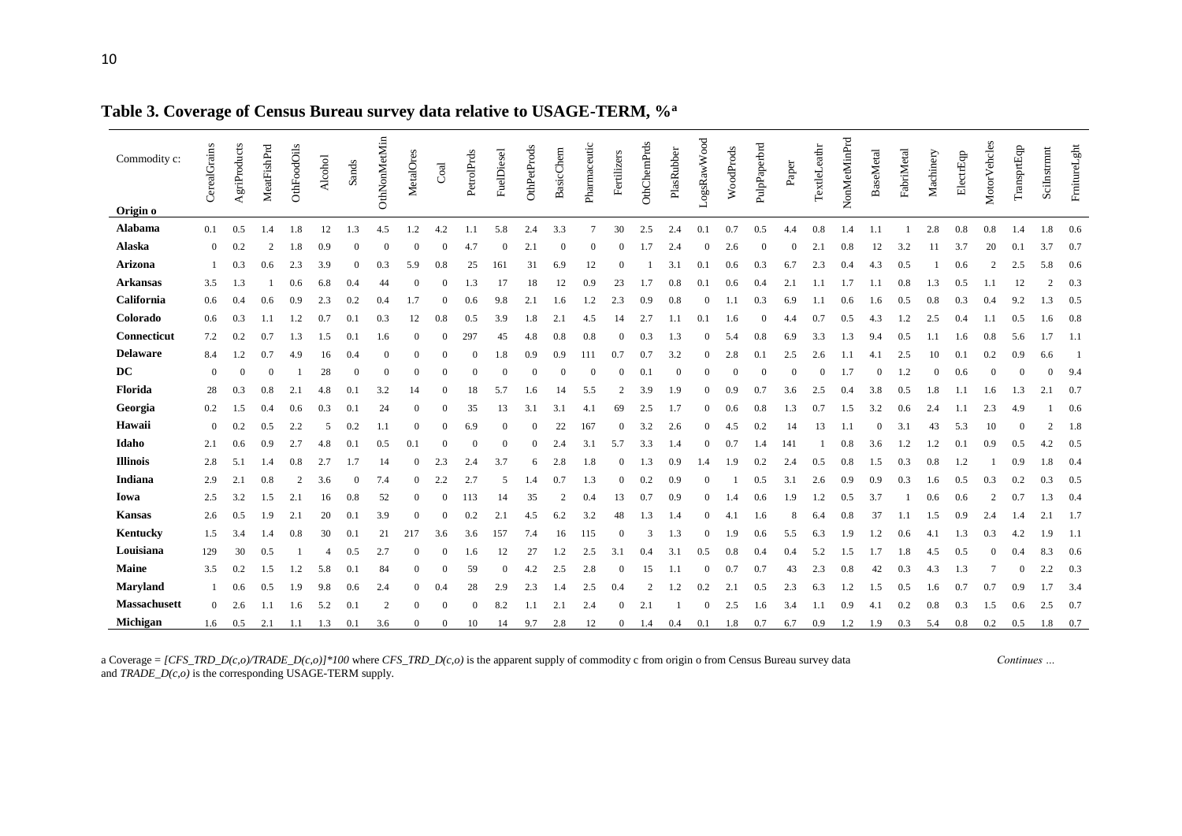**Table 3. Coverage of Census Bureau survey data relative to USAGE-TERM, %[a]**

| Commodity c: / Origin o | CerealGrains | AgriProducts | MeatFishPrd | OthFoodOils | Alcohol | Sands | OthNonMetMin | MetalOres | Coal | PetrolPrds | FuelDiesel | OthPetProds | BasicChem | Pharmaceutic | Fertilizers | OthChemPrds | PlasRubber | LogsRawWood | WoodProds | PulpPaperbrd | Paper | TextileLeathr | NonMetMinPrd | BaseMetal | FabriMetal | Machinery | ElectrEqp | MotorVehcles | TransprtEqp | SciInstrmnt | FrnitureLght |
|---|---|---|---|---|---|---|---|---|---|---|---|---|---|---|---|---|---|---|---|---|---|---|---|---|---|---|---|---|---|---|---|
| **Alabama** | 0.1 | 0.5 | 1.4 | 1.8 | 12 | 1.3 | 4.5 | 1.2 | 4.2 | 1.1 | 5.8 | 2.4 | 3.3 | 7 | 30 | 2.5 | 2.4 | 0.1 | 0.7 | 0.5 | 4.4 | 0.8 | 1.4 | 1.1 | 1 | 2.8 | 0.8 | 0.8 | 1.4 | 1.8 | 0.6 |
| **Alaska** | 0 | 0.2 | 2 | 1.8 | 0.9 | 0 | 0 | 0 | 0 | 4.7 | 0 | 2.1 | 0 | 0 | 0 | 1.7 | 2.4 | 0 | 2.6 | 0 | 0 | 2.1 | 0.8 | 12 | 3.2 | 11 | 3.7 | 20 | 0.1 | 3.7 | 0.7 |
| **Arizona** | 1 | 0.3 | 0.6 | 2.3 | 3.9 | 0 | 0.3 | 5.9 | 0.8 | 25 | 161 | 31 | 6.9 | 12 | 0 | 1 | 3.1 | 0.1 | 0.6 | 0.3 | 6.7 | 2.3 | 0.4 | 4.3 | 0.5 | 1 | 0.6 | 2 | 2.5 | 5.8 | 0.6 |
| **Arkansas** | 3.5 | 1.3 | 1 | 0.6 | 6.8 | 0.4 | 44 | 0 | 0 | 1.3 | 17 | 18 | 12 | 0.9 | 23 | 1.7 | 0.8 | 0.1 | 0.6 | 0.4 | 2.1 | 1.1 | 1.7 | 1.1 | 0.8 | 1.3 | 0.5 | 1.1 | 12 | 2 | 0.3 |
| **California** | 0.6 | 0.4 | 0.6 | 0.9 | 2.3 | 0.2 | 0.4 | 1.7 | 0 | 0.6 | 9.8 | 2.1 | 1.6 | 1.2 | 2.3 | 0.9 | 0.8 | 0 | 1.1 | 0.3 | 6.9 | 1.1 | 0.6 | 1.6 | 0.5 | 0.8 | 0.3 | 0.4 | 9.2 | 1.3 | 0.5 |
| **Colorado** | 0.6 | 0.3 | 1.1 | 1.2 | 0.7 | 0.1 | 0.3 | 12 | 0.8 | 0.5 | 3.9 | 1.8 | 2.1 | 4.5 | 14 | 2.7 | 1.1 | 0.1 | 1.6 | 0 | 4.4 | 0.7 | 0.5 | 4.3 | 1.2 | 2.5 | 0.4 | 1.1 | 0.5 | 1.6 | 0.8 |
| **Connecticut** | 7.2 | 0.2 | 0.7 | 1.3 | 1.5 | 0.1 | 1.6 | 0 | 0 | 297 | 45 | 4.8 | 0.8 | 0.8 | 0 | 0.3 | 1.3 | 0 | 5.4 | 0.8 | 6.9 | 3.3 | 1.3 | 9.4 | 0.5 | 1.1 | 1.6 | 0.8 | 5.6 | 1.7 | 1.1 |
| **Delaware** | 8.4 | 1.2 | 0.7 | 4.9 | 16 | 0.4 | 0 | 0 | 0 | 0 | 1.8 | 0.9 | 0.9 | 111 | 0.7 | 0.7 | 3.2 | 0 | 2.8 | 0.1 | 2.5 | 2.6 | 1.1 | 4.1 | 2.5 | 10 | 0.1 | 0.2 | 0.9 | 6.6 | 1 |
| **DC** | 0 | 0 | 0 | 1 | 28 | 0 | 0 | 0 | 0 | 0 | 0 | 0 | 0 | 0 | 0 | 0.1 | 0 | 0 | 0 | 0 | 0 | 0 | 1.7 | 0 | 1.2 | 0 | 0.6 | 0 | 0 | 0 | 9.4 |
| **Florida** | 28 | 0.3 | 0.8 | 2.1 | 4.8 | 0.1 | 3.2 | 14 | 0 | 18 | 5.7 | 1.6 | 14 | 5.5 | 2 | 3.9 | 1.9 | 0 | 0.9 | 0.7 | 3.6 | 2.5 | 0.4 | 3.8 | 0.5 | 1.8 | 1.1 | 1.6 | 1.3 | 2.1 | 0.7 |
| **Georgia** | 0.2 | 1.5 | 0.4 | 0.6 | 0.3 | 0.1 | 24 | 0 | 0 | 35 | 13 | 3.1 | 3.1 | 4.1 | 69 | 2.5 | 1.7 | 0 | 0.6 | 0.8 | 1.3 | 0.7 | 1.5 | 3.2 | 0.6 | 2.4 | 1.1 | 2.3 | 4.9 | 1 | 0.6 |
| **Hawaii** | 0 | 0.2 | 0.5 | 2.2 | 5 | 0.2 | 1.1 | 0 | 0 | 6.9 | 0 | 0 | 22 | 167 | 0 | 3.2 | 2.6 | 0 | 4.5 | 0.2 | 14 | 13 | 1.1 | 0 | 3.1 | 43 | 5.3 | 10 | 0 | 2 | 1.8 |
| **Idaho** | 2.1 | 0.6 | 0.9 | 2.7 | 4.8 | 0.1 | 0.5 | 0.1 | 0 | 0 | 0 | 0 | 2.4 | 3.1 | 5.7 | 3.3 | 1.4 | 0 | 0.7 | 1.4 | 141 | 1 | 0.8 | 3.6 | 1.2 | 1.2 | 0.1 | 0.9 | 0.5 | 4.2 | 0.5 |
| **Illinois** | 2.8 | 5.1 | 1.4 | 0.8 | 2.7 | 1.7 | 14 | 0 | 2.3 | 2.4 | 3.7 | 6 | 2.8 | 1.8 | 0 | 1.3 | 0.9 | 1.4 | 1.9 | 0.2 | 2.4 | 0.5 | 0.8 | 1.5 | 0.3 | 0.8 | 1.2 | 1 | 0.9 | 1.8 | 0.4 |
| **Indiana** | 2.9 | 2.1 | 0.8 | 2 | 3.6 | 0 | 7.4 | 0 | 2.2 | 2.7 | 5 | 1.4 | 0.7 | 1.3 | 0 | 0.2 | 0.9 | 0 | 1 | 0.5 | 3.1 | 2.6 | 0.9 | 0.9 | 0.3 | 1.6 | 0.5 | 0.3 | 0.2 | 0.3 | 0.5 |
| **Iowa** | 2.5 | 3.2 | 1.5 | 2.1 | 16 | 0.8 | 52 | 0 | 0 | 113 | 14 | 35 | 2 | 0.4 | 13 | 0.7 | 0.9 | 0 | 1.4 | 0.6 | 1.9 | 1.2 | 0.5 | 3.7 | 1 | 0.6 | 0.6 | 2 | 0.7 | 1.3 | 0.4 |
| **Kansas** | 2.6 | 0.5 | 1.9 | 2.1 | 20 | 0.1 | 3.9 | 0 | 0 | 0.2 | 2.1 | 4.5 | 6.2 | 3.2 | 48 | 1.3 | 1.4 | 0 | 4.1 | 1.6 | 8 | 6.4 | 0.8 | 37 | 1.1 | 1.5 | 0.9 | 2.4 | 1.4 | 2.1 | 1.7 |
| **Kentucky** | 1.5 | 3.4 | 1.4 | 0.8 | 30 | 0.1 | 21 | 217 | 3.6 | 3.6 | 157 | 7.4 | 16 | 115 | 0 | 3 | 1.3 | 0 | 1.9 | 0.6 | 5.5 | 6.3 | 1.9 | 1.2 | 0.6 | 4.1 | 1.3 | 0.3 | 4.2 | 1.9 | 1.1 |
| **Louisiana** | 129 | 30 | 0.5 | 1 | 4 | 0.5 | 2.7 | 0 | 0 | 1.6 | 12 | 27 | 1.2 | 2.5 | 3.1 | 0.4 | 3.1 | 0.5 | 0.8 | 0.4 | 0.4 | 5.2 | 1.5 | 1.7 | 1.8 | 4.5 | 0.5 | 0 | 0.4 | 8.3 | 0.6 |
| **Maine** | 3.5 | 0.2 | 1.5 | 1.2 | 5.8 | 0.1 | 84 | 0 | 0 | 59 | 0 | 4.2 | 2.5 | 2.8 | 0 | 15 | 1.1 | 0 | 0.7 | 0.7 | 43 | 2.3 | 0.8 | 42 | 0.3 | 4.3 | 1.3 | 7 | 0 | 2.2 | 0.3 |
| **Maryland** | 1 | 0.6 | 0.5 | 1.9 | 9.8 | 0.6 | 2.4 | 0 | 0.4 | 28 | 2.9 | 2.3 | 1.4 | 2.5 | 0.4 | 2 | 1.2 | 0.2 | 2.1 | 0.5 | 2.3 | 6.3 | 1.2 | 1.5 | 0.5 | 1.6 | 0.7 | 0.7 | 0.9 | 1.7 | 3.4 |
| **Massachusett** | 0 | 2.6 | 1.1 | 1.6 | 5.2 | 0.1 | 2 | 0 | 0 | 0 | 8.2 | 1.1 | 2.1 | 2.4 | 0 | 2.1 | 1 | 0 | 2.5 | 1.6 | 3.4 | 1.1 | 0.9 | 4.1 | 0.2 | 0.8 | 0.3 | 1.5 | 0.6 | 2.5 | 0.7 |
| **Michigan** | 1.6 | 0.5 | 2.1 | 1.1 | 1.3 | 0.1 | 3.6 | 0 | 0 | 10 | 14 | 9.7 | 2.8 | 12 | 0 | 1.4 | 0.4 | 0.1 | 1.8 | 0.7 | 6.7 | 0.9 | 1.2 | 1.9 | 0.3 | 5.4 | 0.8 | 0.2 | 0.5 | 1.8 | 0.7 |

a Coverage = *[CFS_TRD_D(c,o)/TRADE_D(c,o)]\*100* where *CFS_TRD_D(c,o)* is the apparent supply of commodity c from origin o from Census Bureau survey data and *TRADE_D(c,o)* is the corresponding USAGE-TERM supply.

*Continues …*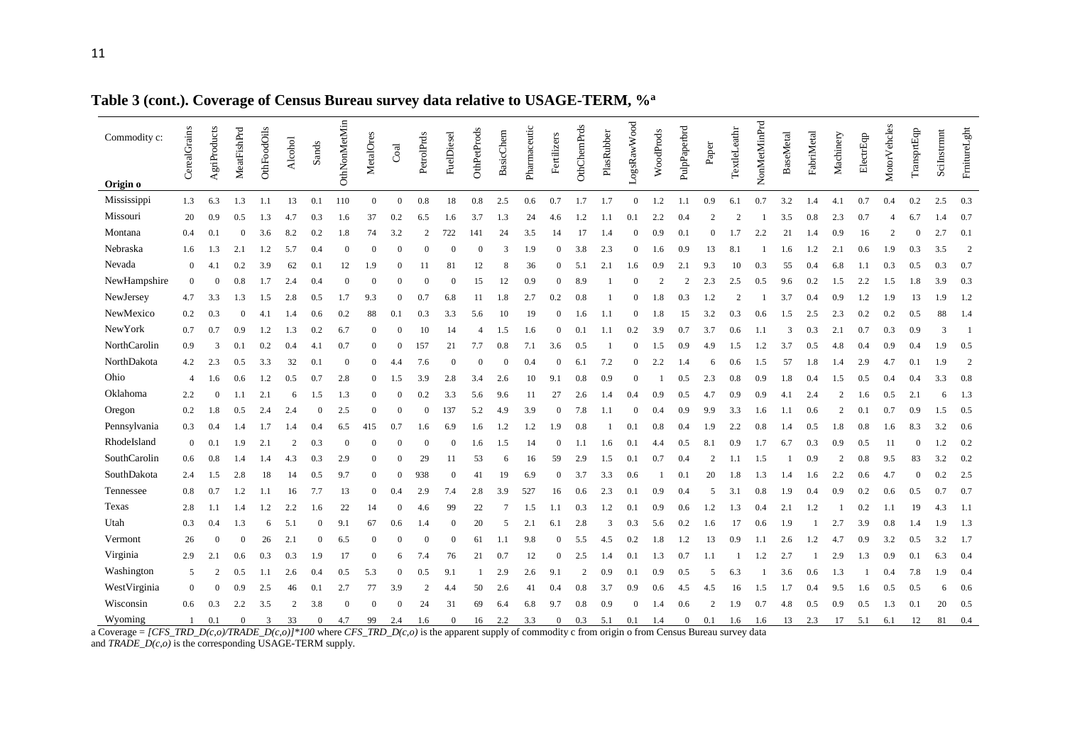**Table 3 (cont.). Coverage of Census Bureau survey data relative to USAGE-TERM, %[a]**

| Commodity c: / Origin o | CerealGrains | AgriProducts | MeatFishPrd | OthFoodOils | Alcohol | Sands | OthNonMetMin | MetalOres | Coal | PetrolPrds | FuelDiesel | OthPetProds | BasicChem | Pharmaceutic | Fertilizers | OthChemPrds | PlasRubber | LogsRawWood | WoodProds | PulpPaperbrd | Paper | TextileLeathr | NonMetMinPrd | BaseMetal | FabriMetal | Machinery | ElectrEqp | MotorVehcles | TransprtEqp | SciInstrmnt | FrnitureLght |
|---|---|---|---|---|---|---|---|---|---|---|---|---|---|---|---|---|---|---|---|---|---|---|---|---|---|---|---|---|---|---|---|
| Mississippi | 1.3 | 6.3 | 1.3 | 1.1 | 13 | 0.1 | 110 | 0 | 0 | 0.8 | 18 | 0.8 | 2.5 | 0.6 | 0.7 | 1.7 | 1.7 | 0 | 1.2 | 1.1 | 0.9 | 6.1 | 0.7 | 3.2 | 1.4 | 4.1 | 0.7 | 0.4 | 0.2 | 2.5 | 0.3 |
| Missouri | 20 | 0.9 | 0.5 | 1.3 | 4.7 | 0.3 | 1.6 | 37 | 0.2 | 6.5 | 1.6 | 3.7 | 1.3 | 24 | 4.6 | 1.2 | 1.1 | 0.1 | 2.2 | 0.4 | 2 | 2 | 1 | 3.5 | 0.8 | 2.3 | 0.7 | 4 | 6.7 | 1.4 | 0.7 |
| Montana | 0.4 | 0.1 | 0 | 3.6 | 8.2 | 0.2 | 1.8 | 74 | 3.2 | 2 | 722 | 141 | 24 | 3.5 | 14 | 17 | 1.4 | 0 | 0.9 | 0.1 | 0 | 1.7 | 2.2 | 21 | 1.4 | 0.9 | 16 | 2 | 0 | 2.7 | 0.1 |
| Nebraska | 1.6 | 1.3 | 2.1 | 1.2 | 5.7 | 0.4 | 0 | 0 | 0 | 0 | 0 | 0 | 3 | 1.9 | 0 | 3.8 | 2.3 | 0 | 1.6 | 0.9 | 13 | 8.1 | 1 | 1.6 | 1.2 | 2.1 | 0.6 | 1.9 | 0.3 | 3.5 | 2 |
| Nevada | 0 | 4.1 | 0.2 | 3.9 | 62 | 0.1 | 12 | 1.9 | 0 | 11 | 81 | 12 | 8 | 36 | 0 | 5.1 | 2.1 | 1.6 | 0.9 | 2.1 | 9.3 | 10 | 0.3 | 55 | 0.4 | 6.8 | 1.1 | 0.3 | 0.5 | 0.3 | 0.7 |
| NewHampshire | 0 | 0 | 0.8 | 1.7 | 2.4 | 0.4 | 0 | 0 | 0 | 0 | 0 | 15 | 12 | 0.9 | 0 | 8.9 | 1 | 0 | 2 | 2 | 2.3 | 2.5 | 0.5 | 9.6 | 0.2 | 1.5 | 2.2 | 1.5 | 1.8 | 3.9 | 0.3 |
| NewJersey | 4.7 | 3.3 | 1.3 | 1.5 | 2.8 | 0.5 | 1.7 | 9.3 | 0 | 0.7 | 6.8 | 11 | 1.8 | 2.7 | 0.2 | 0.8 | 1 | 0 | 1.8 | 0.3 | 1.2 | 2 | 1 | 3.7 | 0.4 | 0.9 | 1.2 | 1.9 | 13 | 1.9 | 1.2 |
| NewMexico | 0.2 | 0.3 | 0 | 4.1 | 1.4 | 0.6 | 0.2 | 88 | 0.1 | 0.3 | 3.3 | 5.6 | 10 | 19 | 0 | 1.6 | 1.1 | 0 | 1.8 | 15 | 3.2 | 0.3 | 0.6 | 1.5 | 2.5 | 2.3 | 0.2 | 0.2 | 0.5 | 88 | 1.4 |
| NewYork | 0.7 | 0.7 | 0.9 | 1.2 | 1.3 | 0.2 | 6.7 | 0 | 0 | 10 | 14 | 4 | 1.5 | 1.6 | 0 | 0.1 | 1.1 | 0.2 | 3.9 | 0.7 | 3.7 | 0.6 | 1.1 | 3 | 0.3 | 2.1 | 0.7 | 0.3 | 0.9 | 3 | 1 |
| NorthCarolin | 0.9 | 3 | 0.1 | 0.2 | 0.4 | 4.1 | 0.7 | 0 | 0 | 157 | 21 | 7.7 | 0.8 | 7.1 | 3.6 | 0.5 | 1 | 0 | 1.5 | 0.9 | 4.9 | 1.5 | 1.2 | 3.7 | 0.5 | 4.8 | 0.4 | 0.9 | 0.4 | 1.9 | 0.5 |
| NorthDakota | 4.2 | 2.3 | 0.5 | 3.3 | 32 | 0.1 | 0 | 0 | 4.4 | 7.6 | 0 | 0 | 0 | 0.4 | 0 | 6.1 | 7.2 | 0 | 2.2 | 1.4 | 6 | 0.6 | 1.5 | 57 | 1.8 | 1.4 | 2.9 | 4.7 | 0.1 | 1.9 | 2 |
| Ohio | 4 | 1.6 | 0.6 | 1.2 | 0.5 | 0.7 | 2.8 | 0 | 1.5 | 3.9 | 2.8 | 3.4 | 2.6 | 10 | 9.1 | 0.8 | 0.9 | 0 | 1 | 0.5 | 2.3 | 0.8 | 0.9 | 1.8 | 0.4 | 1.5 | 0.5 | 0.4 | 0.4 | 3.3 | 0.8 |
| Oklahoma | 2.2 | 0 | 1.1 | 2.1 | 6 | 1.5 | 1.3 | 0 | 0 | 0.2 | 3.3 | 5.6 | 9.6 | 11 | 27 | 2.6 | 1.4 | 0.4 | 0.9 | 0.5 | 4.7 | 0.9 | 0.9 | 4.1 | 2.4 | 2 | 1.6 | 0.5 | 2.1 | 6 | 1.3 |
| Oregon | 0.2 | 1.8 | 0.5 | 2.4 | 2.4 | 0 | 2.5 | 0 | 0 | 0 | 137 | 5.2 | 4.9 | 3.9 | 0 | 7.8 | 1.1 | 0 | 0.4 | 0.9 | 9.9 | 3.3 | 1.6 | 1.1 | 0.6 | 2 | 0.1 | 0.7 | 0.9 | 1.5 | 0.5 |
| Pennsylvania | 0.3 | 0.4 | 1.4 | 1.7 | 1.4 | 0.4 | 6.5 | 415 | 0.7 | 1.6 | 6.9 | 1.6 | 1.2 | 1.2 | 1.9 | 0.8 | 1 | 0.1 | 0.8 | 0.4 | 1.9 | 2.2 | 0.8 | 1.4 | 0.5 | 1.8 | 0.8 | 1.6 | 8.3 | 3.2 | 0.6 |
| RhodeIsland | 0 | 0.1 | 1.9 | 2.1 | 2 | 0.3 | 0 | 0 | 0 | 0 | 0 | 1.6 | 1.5 | 14 | 0 | 1.1 | 1.6 | 0.1 | 4.4 | 0.5 | 8.1 | 0.9 | 1.7 | 6.7 | 0.3 | 0.9 | 0.5 | 11 | 0 | 1.2 | 0.2 |
| SouthCarolin | 0.6 | 0.8 | 1.4 | 1.4 | 4.3 | 0.3 | 2.9 | 0 | 0 | 29 | 11 | 53 | 6 | 16 | 59 | 2.9 | 1.5 | 0.1 | 0.7 | 0.4 | 2 | 1.1 | 1.5 | 1 | 0.9 | 2 | 0.8 | 9.5 | 83 | 3.2 | 0.2 |
| SouthDakota | 2.4 | 1.5 | 2.8 | 18 | 14 | 0.5 | 9.7 | 0 | 0 | 938 | 0 | 41 | 19 | 6.9 | 0 | 3.7 | 3.3 | 0.6 | 1 | 0.1 | 20 | 1.8 | 1.3 | 1.4 | 1.6 | 2.2 | 0.6 | 4.7 | 0 | 0.2 | 2.5 |
| Tennessee | 0.8 | 0.7 | 1.2 | 1.1 | 16 | 7.7 | 13 | 0 | 0.4 | 2.9 | 7.4 | 2.8 | 3.9 | 527 | 16 | 0.6 | 2.3 | 0.1 | 0.9 | 0.4 | 5 | 3.1 | 0.8 | 1.9 | 0.4 | 0.9 | 0.2 | 0.6 | 0.5 | 0.7 | 0.7 |
| Texas | 2.8 | 1.1 | 1.4 | 1.2 | 2.2 | 1.6 | 22 | 14 | 0 | 4.6 | 99 | 22 | 7 | 1.5 | 1.1 | 0.3 | 1.2 | 0.1 | 0.9 | 0.6 | 1.2 | 1.3 | 0.4 | 2.1 | 1.2 | 1 | 0.2 | 1.1 | 19 | 4.3 | 1.1 |
| Utah | 0.3 | 0.4 | 1.3 | 6 | 5.1 | 0 | 9.1 | 67 | 0.6 | 1.4 | 0 | 20 | 5 | 2.1 | 6.1 | 2.8 | 3 | 0.3 | 5.6 | 0.2 | 1.6 | 17 | 0.6 | 1.9 | 1 | 2.7 | 3.9 | 0.8 | 1.4 | 1.9 | 1.3 |
| Vermont | 26 | 0 | 0 | 26 | 2.1 | 0 | 6.5 | 0 | 0 | 0 | 0 | 61 | 1.1 | 9.8 | 0 | 5.5 | 4.5 | 0.2 | 1.8 | 1.2 | 13 | 0.9 | 1.1 | 2.6 | 1.2 | 4.7 | 0.9 | 3.2 | 0.5 | 3.2 | 1.7 |
| Virginia | 2.9 | 2.1 | 0.6 | 0.3 | 0.3 | 1.9 | 17 | 0 | 6 | 7.4 | 76 | 21 | 0.7 | 12 | 0 | 2.5 | 1.4 | 0.1 | 1.3 | 0.7 | 1.1 | 1 | 1.2 | 2.7 | 1 | 2.9 | 1.3 | 0.9 | 0.1 | 6.3 | 0.4 |
| Washington | 5 | 2 | 0.5 | 1.1 | 2.6 | 0.4 | 0.5 | 5.3 | 0 | 0.5 | 9.1 | 1 | 2.9 | 2.6 | 9.1 | 2 | 0.9 | 0.1 | 0.9 | 0.5 | 5 | 6.3 | 1 | 3.6 | 0.6 | 1.3 | 1 | 0.4 | 7.8 | 1.9 | 0.4 |
| WestVirginia | 0 | 0 | 0.9 | 2.5 | 46 | 0.1 | 2.7 | 77 | 3.9 | 2 | 4.4 | 50 | 2.6 | 41 | 0.4 | 0.8 | 3.7 | 0.9 | 0.6 | 4.5 | 4.5 | 16 | 1.5 | 1.7 | 0.4 | 9.5 | 1.6 | 0.5 | 0.5 | 6 | 0.6 |
| Wisconsin | 0.6 | 0.3 | 2.2 | 3.5 | 2 | 3.8 | 0 | 0 | 0 | 24 | 31 | 69 | 6.4 | 6.8 | 9.7 | 0.8 | 0.9 | 0 | 1.4 | 0.6 | 2 | 1.9 | 0.7 | 4.8 | 0.5 | 0.9 | 0.5 | 1.3 | 0.1 | 20 | 0.5 |
| Wyoming | 1 | 0.1 | 0 | 3 | 33 | 0 | 4.7 | 99 | 2.4 | 1.6 | 0 | 16 | 2.2 | 3.3 | 0 | 0.3 | 5.1 | 0.1 | 1.4 | 0 | 0.1 | 1.6 | 1.6 | 13 | 2.3 | 17 | 5.1 | 6.1 | 12 | 81 | 0.4 |

a Coverage = *[CFS_TRD_D(c,o)/TRADE_D(c,o)]\*100* where *CFS_TRD_D(c,o)* is the apparent supply of commodity c from origin o from Census Bureau survey data and *TRADE_D(c,o)* is the corresponding USAGE-TERM supply.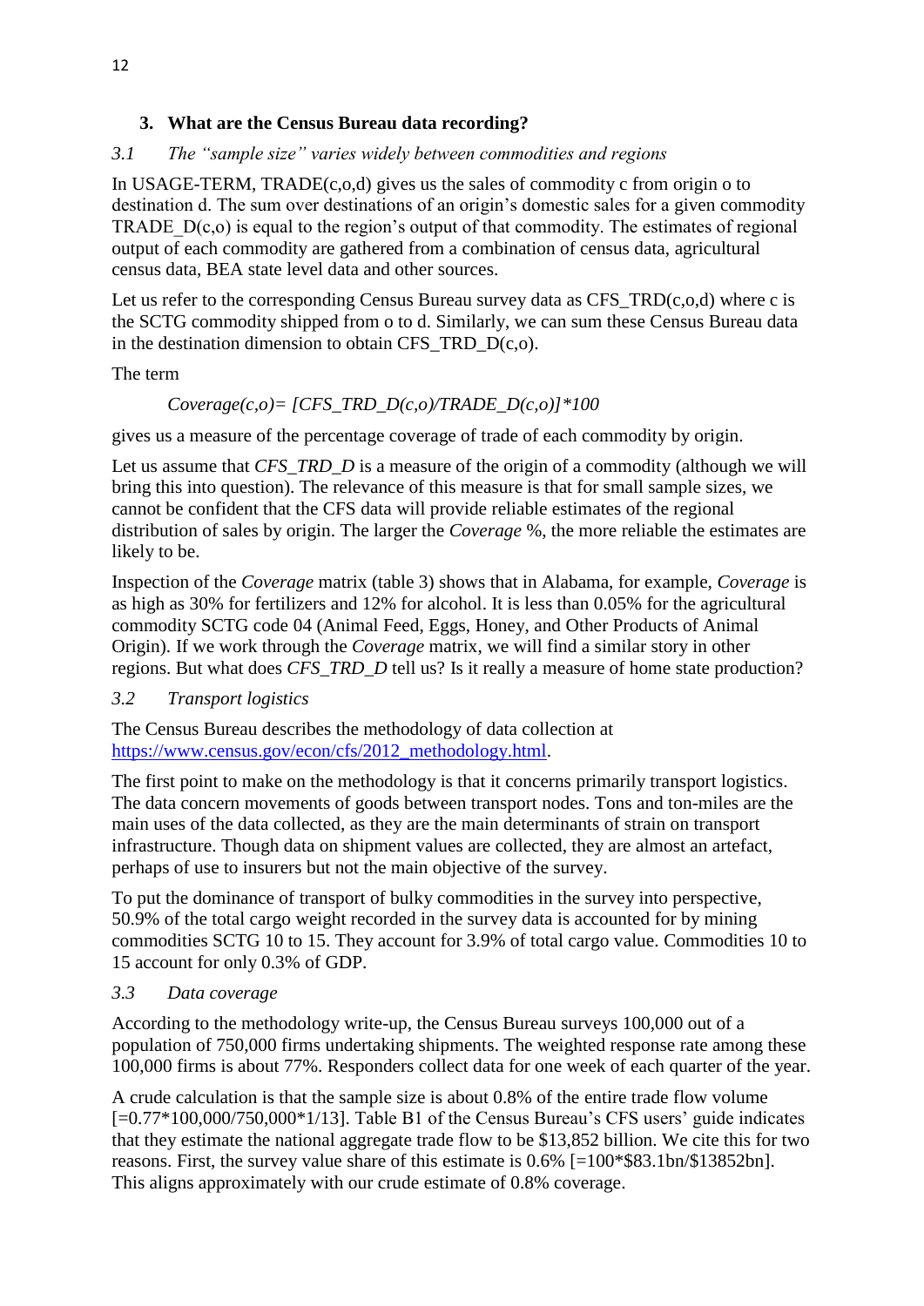## 3. What are the Census Bureau data recording?

### *3.1 The "sample size" varies widely between commodities and regions*

In USAGE-TERM, TRADE(c,o,d) gives us the sales of commodity c from origin o to destination d. The sum over destinations of an origin's domestic sales for a given commodity TRADE_D(c,o) is equal to the region's output of that commodity. The estimates of regional output of each commodity are gathered from a combination of census data, agricultural census data, BEA state level data and other sources.

Let us refer to the corresponding Census Bureau survey data as CFS_TRD(c,o,d) where c is the SCTG commodity shipped from o to d. Similarly, we can sum these Census Bureau data in the destination dimension to obtain CFS_TRD_D(c,o).

The term

*Coverage(c,o)= [CFS_TRD_D(c,o)/TRADE_D(c,o)]\*100*

gives us a measure of the percentage coverage of trade of each commodity by origin.

Let us assume that *CFS_TRD_D* is a measure of the origin of a commodity (although we will bring this into question). The relevance of this measure is that for small sample sizes, we cannot be confident that the CFS data will provide reliable estimates of the regional distribution of sales by origin. The larger the *Coverage* %, the more reliable the estimates are likely to be.

Inspection of the *Coverage* matrix (table 3) shows that in Alabama, for example, *Coverage* is as high as 30% for fertilizers and 12% for alcohol. It is less than 0.05% for the agricultural commodity SCTG code 04 (Animal Feed, Eggs, Honey, and Other Products of Animal Origin). If we work through the *Coverage* matrix, we will find a similar story in other regions. But what does *CFS_TRD_D* tell us? Is it really a measure of home state production?

### *3.2 Transport logistics*

The Census Bureau describes the methodology of data collection at https://www.census.gov/econ/cfs/2012_methodology.html.

The first point to make on the methodology is that it concerns primarily transport logistics. The data concern movements of goods between transport nodes. Tons and ton-miles are the main uses of the data collected, as they are the main determinants of strain on transport infrastructure. Though data on shipment values are collected, they are almost an artefact, perhaps of use to insurers but not the main objective of the survey.

To put the dominance of transport of bulky commodities in the survey into perspective, 50.9% of the total cargo weight recorded in the survey data is accounted for by mining commodities SCTG 10 to 15. They account for 3.9% of total cargo value. Commodities 10 to 15 account for only 0.3% of GDP.

### *3.3 Data coverage*

According to the methodology write-up, the Census Bureau surveys 100,000 out of a population of 750,000 firms undertaking shipments. The weighted response rate among these 100,000 firms is about 77%. Responders collect data for one week of each quarter of the year.

A crude calculation is that the sample size is about 0.8% of the entire trade flow volume [=0.77\*100,000/750,000\*1/13]. Table B1 of the Census Bureau's CFS users' guide indicates that they estimate the national aggregate trade flow to be $13,852 billion. We cite this for two reasons. First, the survey value share of this estimate is 0.6% [=100\*$83.1bn/$13852bn]. This aligns approximately with our crude estimate of 0.8% coverage.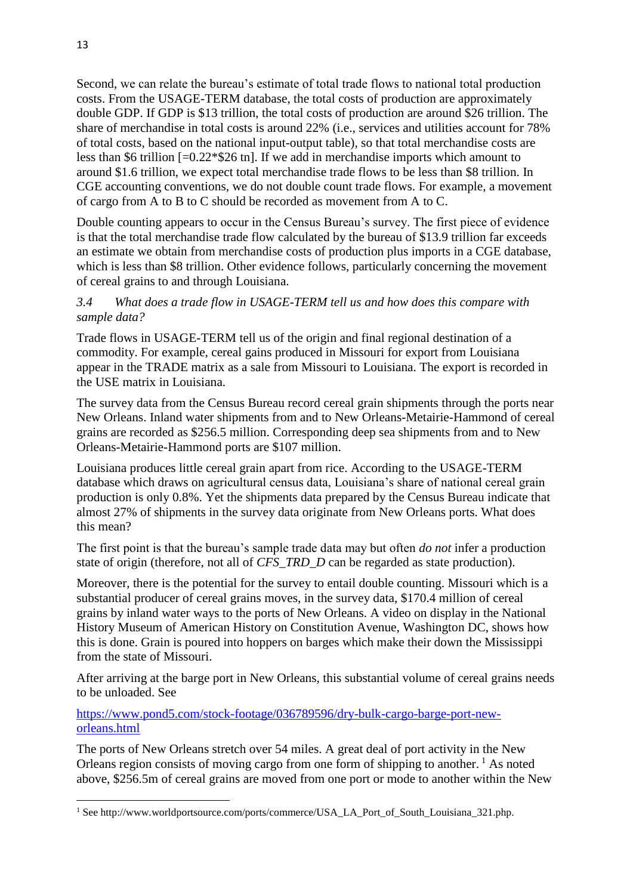Second, we can relate the bureau's estimate of total trade flows to national total production costs. From the USAGE-TERM database, the total costs of production are approximately double GDP. If GDP is $13 trillion, the total costs of production are around $26 trillion. The share of merchandise in total costs is around 22% (i.e., services and utilities account for 78% of total costs, based on the national input-output table), so that total merchandise costs are less than $6 trillion [=0.22*$26 tn]. If we add in merchandise imports which amount to around $1.6 trillion, we expect total merchandise trade flows to be less than $8 trillion. In CGE accounting conventions, we do not double count trade flows. For example, a movement of cargo from A to B to C should be recorded as movement from A to C.

Double counting appears to occur in the Census Bureau's survey. The first piece of evidence is that the total merchandise trade flow calculated by the bureau of $13.9 trillion far exceeds an estimate we obtain from merchandise costs of production plus imports in a CGE database, which is less than $8 trillion. Other evidence follows, particularly concerning the movement of cereal grains to and through Louisiana.

### *3.4 What does a trade flow in USAGE-TERM tell us and how does this compare with sample data?*

Trade flows in USAGE-TERM tell us of the origin and final regional destination of a commodity. For example, cereal gains produced in Missouri for export from Louisiana appear in the TRADE matrix as a sale from Missouri to Louisiana. The export is recorded in the USE matrix in Louisiana.

The survey data from the Census Bureau record cereal grain shipments through the ports near New Orleans. Inland water shipments from and to New Orleans-Metairie-Hammond of cereal grains are recorded as $256.5 million. Corresponding deep sea shipments from and to New Orleans-Metairie-Hammond ports are $107 million.

Louisiana produces little cereal grain apart from rice. According to the USAGE-TERM database which draws on agricultural census data, Louisiana's share of national cereal grain production is only 0.8%. Yet the shipments data prepared by the Census Bureau indicate that almost 27% of shipments in the survey data originate from New Orleans ports. What does this mean?

The first point is that the bureau's sample trade data may but often *do not* infer a production state of origin (therefore, not all of *CFS_TRD_D* can be regarded as state production).

Moreover, there is the potential for the survey to entail double counting. Missouri which is a substantial producer of cereal grains moves, in the survey data, $170.4 million of cereal grains by inland water ways to the ports of New Orleans. A video on display in the National History Museum of American History on Constitution Avenue, Washington DC, shows how this is done. Grain is poured into hoppers on barges which make their down the Mississippi from the state of Missouri.

After arriving at the barge port in New Orleans, this substantial volume of cereal grains needs to be unloaded. See

https://www.pond5.com/stock-footage/036789596/dry-bulk-cargo-barge-port-new-orleans.html

The ports of New Orleans stretch over 54 miles. A great deal of port activity in the New Orleans region consists of moving cargo from one form of shipping to another. [1] As noted above, $256.5m of cereal grains are moved from one port or mode to another within the New

[1] See http://www.worldportsource.com/ports/commerce/USA_LA_Port_of_South_Louisiana_321.php.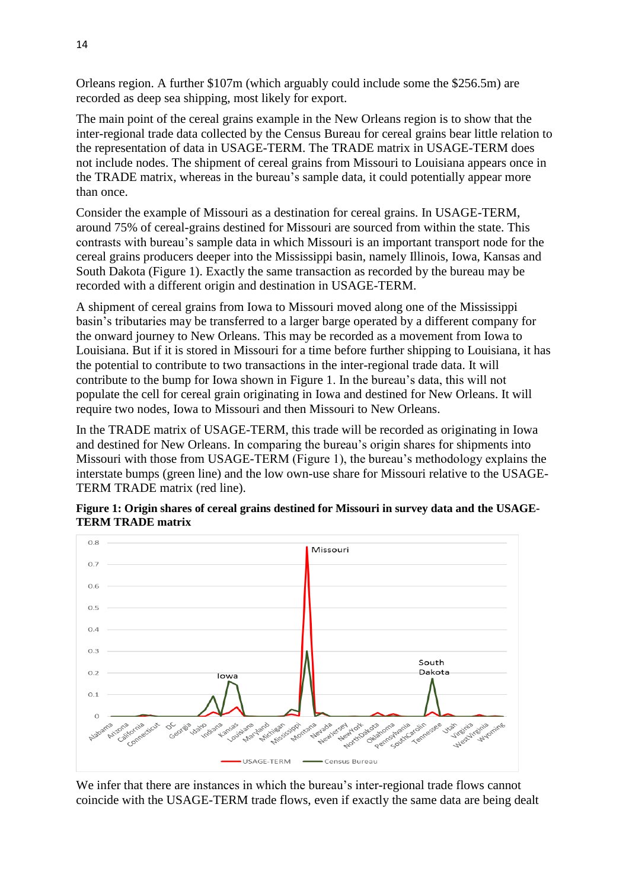Orleans region. A further \$107m (which arguably could include some the \$256.5m) are recorded as deep sea shipping, most likely for export.

The main point of the cereal grains example in the New Orleans region is to show that the inter-regional trade data collected by the Census Bureau for cereal grains bear little relation to the representation of data in USAGE-TERM. The TRADE matrix in USAGE-TERM does not include nodes. The shipment of cereal grains from Missouri to Louisiana appears once in the TRADE matrix, whereas in the bureau's sample data, it could potentially appear more than once.

Consider the example of Missouri as a destination for cereal grains. In USAGE-TERM, around 75% of cereal-grains destined for Missouri are sourced from within the state. This contrasts with bureau's sample data in which Missouri is an important transport node for the cereal grains producers deeper into the Mississippi basin, namely Illinois, Iowa, Kansas and South Dakota (Figure 1). Exactly the same transaction as recorded by the bureau may be recorded with a different origin and destination in USAGE-TERM.

A shipment of cereal grains from Iowa to Missouri moved along one of the Mississippi basin's tributaries may be transferred to a larger barge operated by a different company for the onward journey to New Orleans. This may be recorded as a movement from Iowa to Louisiana. But if it is stored in Missouri for a time before further shipping to Louisiana, it has the potential to contribute to two transactions in the inter-regional trade data. It will contribute to the bump for Iowa shown in Figure 1. In the bureau's data, this will not populate the cell for cereal grain originating in Iowa and destined for New Orleans. It will require two nodes, Iowa to Missouri and then Missouri to New Orleans.

In the TRADE matrix of USAGE-TERM, this trade will be recorded as originating in Iowa and destined for New Orleans. In comparing the bureau's origin shares for shipments into Missouri with those from USAGE-TERM (Figure 1), the bureau's methodology explains the interstate bumps (green line) and the low own-use share for Missouri relative to the USAGE-TERM TRADE matrix (red line).

**Figure 1: Origin shares of cereal grains destined for Missouri in survey data and the USAGE-TERM TRADE matrix**

We infer that there are instances in which the bureau's inter-regional trade flows cannot coincide with the USAGE-TERM trade flows, even if exactly the same data are being dealt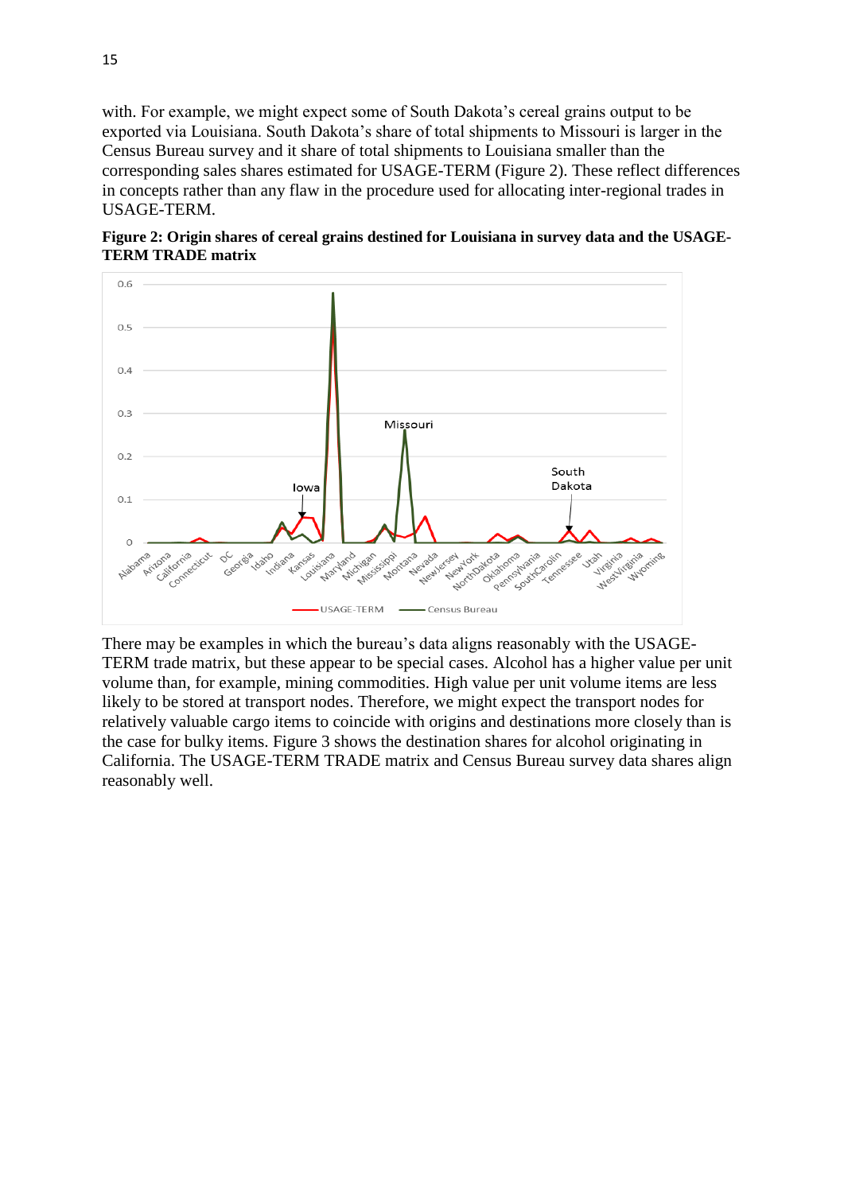with. For example, we might expect some of South Dakota's cereal grains output to be exported via Louisiana. South Dakota's share of total shipments to Missouri is larger in the Census Bureau survey and it share of total shipments to Louisiana smaller than the corresponding sales shares estimated for USAGE-TERM (Figure 2). These reflect differences in concepts rather than any flaw in the procedure used for allocating inter-regional trades in USAGE-TERM.

**Figure 2: Origin shares of cereal grains destined for Louisiana in survey data and the USAGE-TERM TRADE matrix**

There may be examples in which the bureau's data aligns reasonably with the USAGE-TERM trade matrix, but these appear to be special cases. Alcohol has a higher value per unit volume than, for example, mining commodities. High value per unit volume items are less likely to be stored at transport nodes. Therefore, we might expect the transport nodes for relatively valuable cargo items to coincide with origins and destinations more closely than is the case for bulky items. Figure 3 shows the destination shares for alcohol originating in California. The USAGE-TERM TRADE matrix and Census Bureau survey data shares align reasonably well.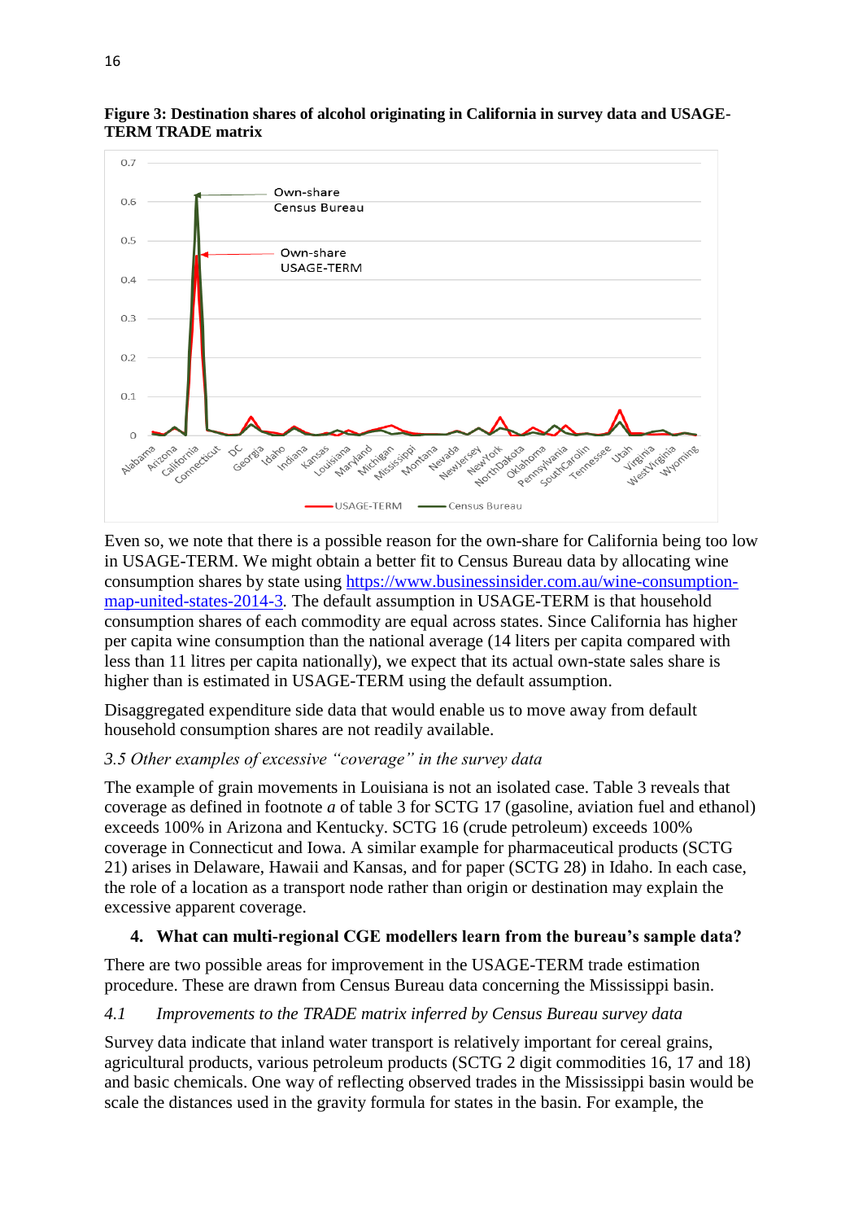**Figure 3: Destination shares of alcohol originating in California in survey data and USAGE-TERM TRADE matrix**

Even so, we note that there is a possible reason for the own-share for California being too low in USAGE-TERM. We might obtain a better fit to Census Bureau data by allocating wine consumption shares by state using [https://www.businessinsider.com.au/wine-consumption-map-united-states-2014-3](https://www.businessinsider.com.au/wine-consumption-map-united-states-2014-3). The default assumption in USAGE-TERM is that household consumption shares of each commodity are equal across states. Since California has higher per capita wine consumption than the national average (14 liters per capita compared with less than 11 litres per capita nationally), we expect that its actual own-state sales share is higher than is estimated in USAGE-TERM using the default assumption.

Disaggregated expenditure side data that would enable us to move away from default household consumption shares are not readily available.

*3.5 Other examples of excessive "coverage" in the survey data*

The example of grain movements in Louisiana is not an isolated case. Table 3 reveals that coverage as defined in footnote *a* of table 3 for SCTG 17 (gasoline, aviation fuel and ethanol) exceeds 100% in Arizona and Kentucky. SCTG 16 (crude petroleum) exceeds 100% coverage in Connecticut and Iowa. A similar example for pharmaceutical products (SCTG 21) arises in Delaware, Hawaii and Kansas, and for paper (SCTG 28) in Idaho. In each case, the role of a location as a transport node rather than origin or destination may explain the excessive apparent coverage.

## 4. What can multi-regional CGE modellers learn from the bureau's sample data?

There are two possible areas for improvement in the USAGE-TERM trade estimation procedure. These are drawn from Census Bureau data concerning the Mississippi basin.

*4.1 Improvements to the TRADE matrix inferred by Census Bureau survey data*

Survey data indicate that inland water transport is relatively important for cereal grains, agricultural products, various petroleum products (SCTG 2 digit commodities 16, 17 and 18) and basic chemicals. One way of reflecting observed trades in the Mississippi basin would be scale the distances used in the gravity formula for states in the basin. For example, the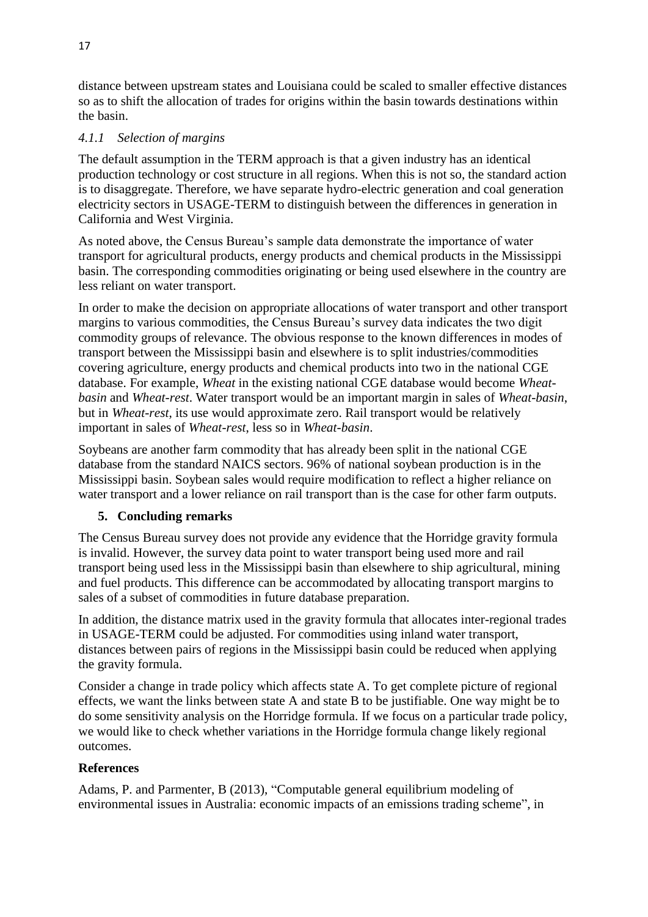distance between upstream states and Louisiana could be scaled to smaller effective distances so as to shift the allocation of trades for origins within the basin towards destinations within the basin.

### *4.1.1 Selection of margins*

The default assumption in the TERM approach is that a given industry has an identical production technology or cost structure in all regions. When this is not so, the standard action is to disaggregate. Therefore, we have separate hydro-electric generation and coal generation electricity sectors in USAGE-TERM to distinguish between the differences in generation in California and West Virginia.

As noted above, the Census Bureau's sample data demonstrate the importance of water transport for agricultural products, energy products and chemical products in the Mississippi basin. The corresponding commodities originating or being used elsewhere in the country are less reliant on water transport.

In order to make the decision on appropriate allocations of water transport and other transport margins to various commodities, the Census Bureau's survey data indicates the two digit commodity groups of relevance. The obvious response to the known differences in modes of transport between the Mississippi basin and elsewhere is to split industries/commodities covering agriculture, energy products and chemical products into two in the national CGE database. For example, *Wheat* in the existing national CGE database would become *Wheat-basin* and *Wheat-rest*. Water transport would be an important margin in sales of *Wheat-basin*, but in *Wheat-rest*, its use would approximate zero. Rail transport would be relatively important in sales of *Wheat-rest*, less so in *Wheat-basin*.

Soybeans are another farm commodity that has already been split in the national CGE database from the standard NAICS sectors. 96% of national soybean production is in the Mississippi basin. Soybean sales would require modification to reflect a higher reliance on water transport and a lower reliance on rail transport than is the case for other farm outputs.

## 5. Concluding remarks

The Census Bureau survey does not provide any evidence that the Horridge gravity formula is invalid. However, the survey data point to water transport being used more and rail transport being used less in the Mississippi basin than elsewhere to ship agricultural, mining and fuel products. This difference can be accommodated by allocating transport margins to sales of a subset of commodities in future database preparation.

In addition, the distance matrix used in the gravity formula that allocates inter-regional trades in USAGE-TERM could be adjusted. For commodities using inland water transport, distances between pairs of regions in the Mississippi basin could be reduced when applying the gravity formula.

Consider a change in trade policy which affects state A. To get complete picture of regional effects, we want the links between state A and state B to be justifiable. One way might be to do some sensitivity analysis on the Horridge formula. If we focus on a particular trade policy, we would like to check whether variations in the Horridge formula change likely regional outcomes.

## References

Adams, P. and Parmenter, B (2013), "Computable general equilibrium modeling of environmental issues in Australia: economic impacts of an emissions trading scheme", in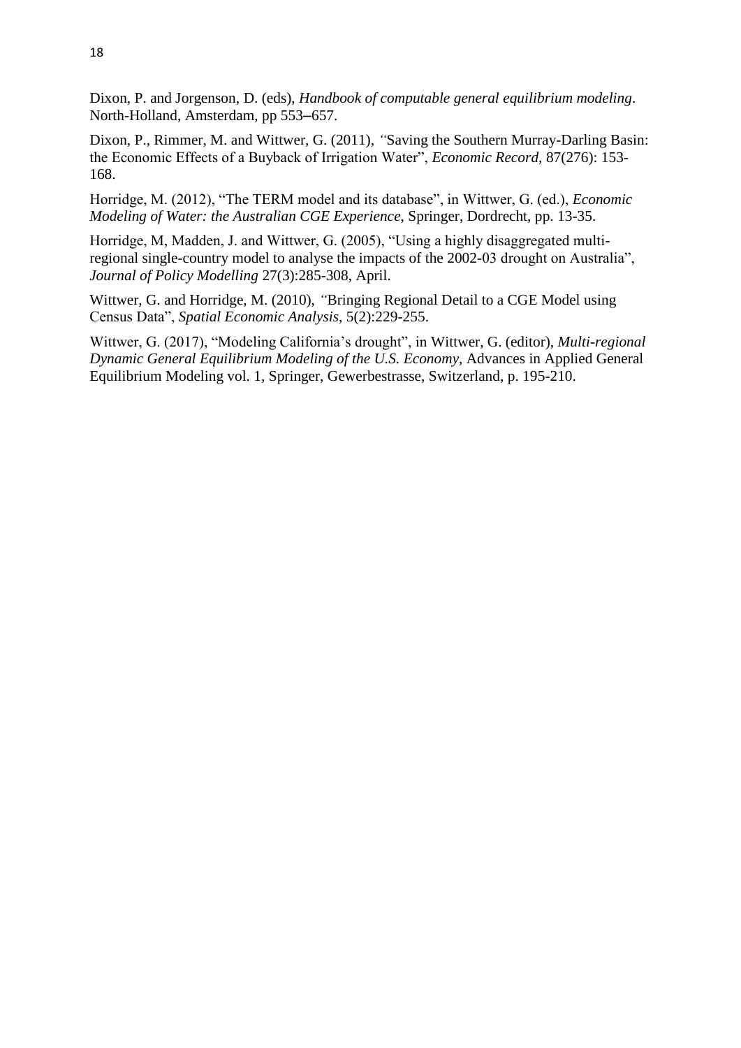Dixon, P. and Jorgenson, D. (eds), *Handbook of computable general equilibrium modeling*. North-Holland, Amsterdam, pp 553–657.

Dixon, P., Rimmer, M. and Wittwer, G. (2011), *"*Saving the Southern Murray-Darling Basin: the Economic Effects of a Buyback of Irrigation Water", *Economic Record*, 87(276): 153-168.

Horridge, M. (2012), "The TERM model and its database", in Wittwer, G. (ed.), *Economic Modeling of Water: the Australian CGE Experience*, Springer, Dordrecht, pp. 13-35.

Horridge, M, Madden, J. and Wittwer, G. (2005), "Using a highly disaggregated multi-regional single-country model to analyse the impacts of the 2002-03 drought on Australia", *Journal of Policy Modelling* 27(3):285-308, April.

Wittwer, G. and Horridge, M. (2010), *"*Bringing Regional Detail to a CGE Model using Census Data", *Spatial Economic Analysis*, 5(2):229-255.

Wittwer, G. (2017), "Modeling California's drought", in Wittwer, G. (editor), *Multi-regional Dynamic General Equilibrium Modeling of the U.S. Economy*, Advances in Applied General Equilibrium Modeling vol. 1, Springer, Gewerbestrasse, Switzerland, p. 195-210.